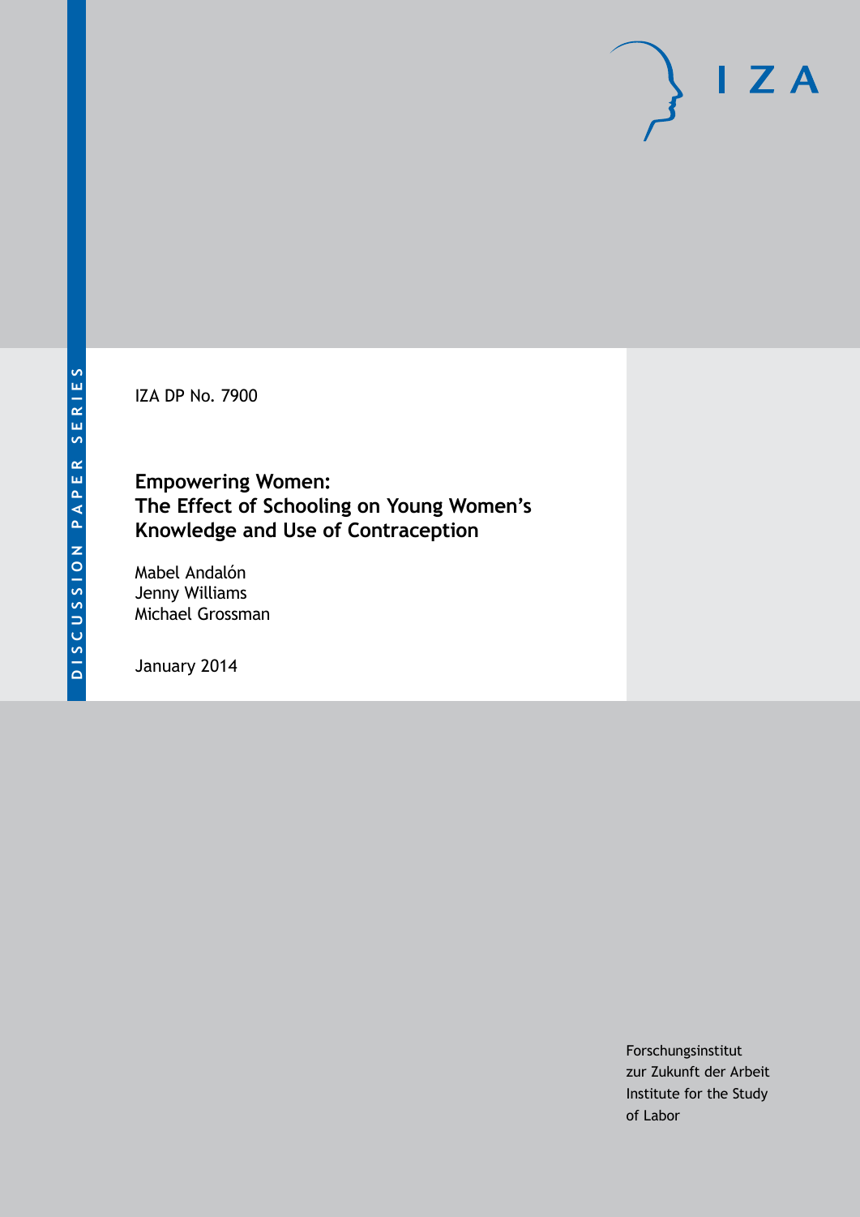DISCUSSION PAPER SERIES

IZA DP No. 7900

# Empowering Women: The Effect of Schooling on Young Women's Knowledge and Use of Contraception

Mabel Andalón
Jenny Williams
Michael Grossman

January 2014

Forschungsinstitut
zur Zukunft der Arbeit
Institute for the Study
of Labor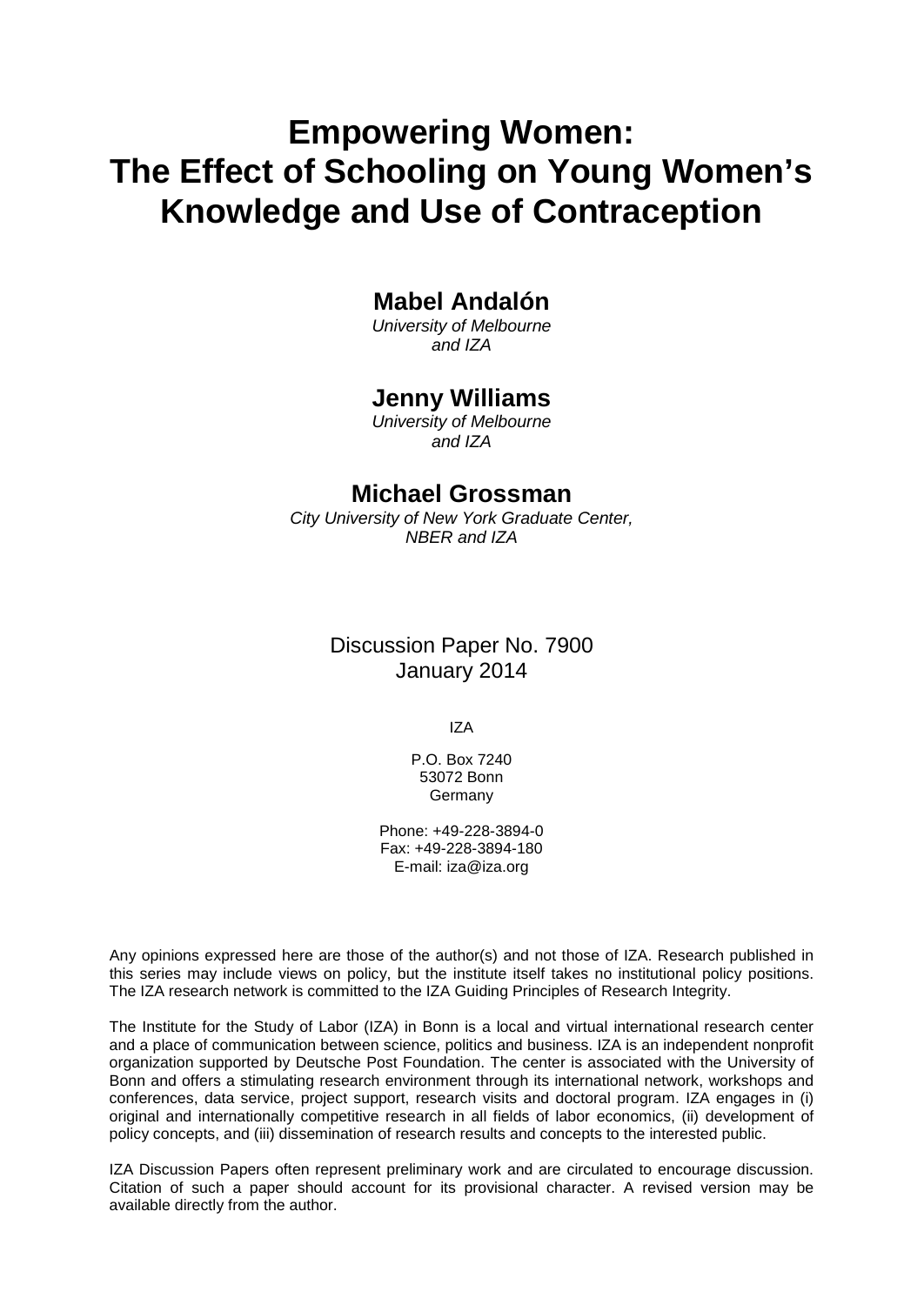# Empowering Women: The Effect of Schooling on Young Women's Knowledge and Use of Contraception

**Mabel Andalón**

*University of Melbourne and IZA*

**Jenny Williams**

*University of Melbourne and IZA*

**Michael Grossman**

*City University of New York Graduate Center, NBER and IZA*

Discussion Paper No. 7900
January 2014

IZA

P.O. Box 7240
53072 Bonn
Germany

Phone: +49-228-3894-0
Fax: +49-228-3894-180
E-mail: iza@iza.org

Any opinions expressed here are those of the author(s) and not those of IZA. Research published in this series may include views on policy, but the institute itself takes no institutional policy positions. The IZA research network is committed to the IZA Guiding Principles of Research Integrity.

The Institute for the Study of Labor (IZA) in Bonn is a local and virtual international research center and a place of communication between science, politics and business. IZA is an independent nonprofit organization supported by Deutsche Post Foundation. The center is associated with the University of Bonn and offers a stimulating research environment through its international network, workshops and conferences, data service, project support, research visits and doctoral program. IZA engages in (i) original and internationally competitive research in all fields of labor economics, (ii) development of policy concepts, and (iii) dissemination of research results and concepts to the interested public.

IZA Discussion Papers often represent preliminary work and are circulated to encourage discussion. Citation of such a paper should account for its provisional character. A revised version may be available directly from the author.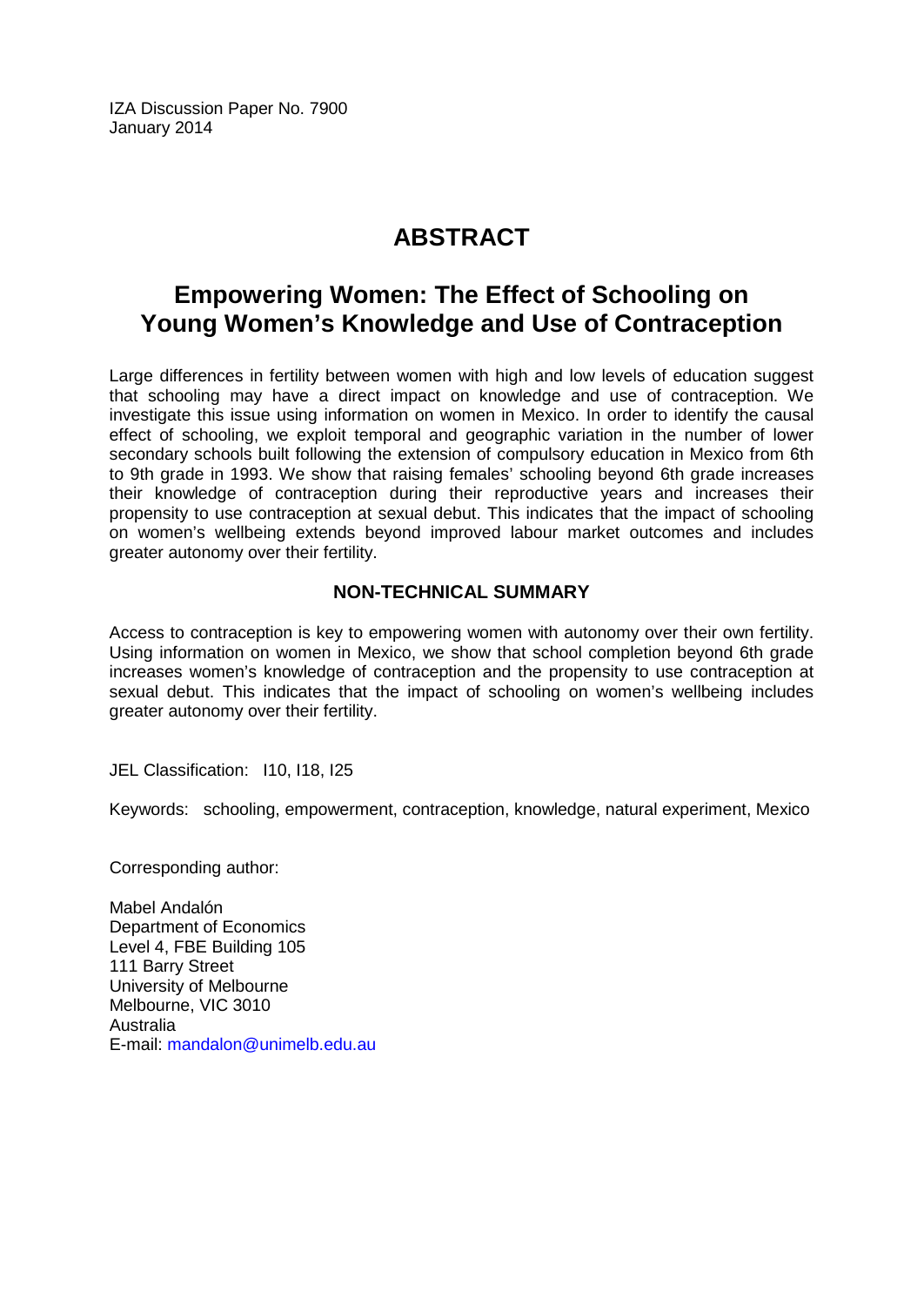IZA Discussion Paper No. 7900
January 2014

# ABSTRACT

## Empowering Women: The Effect of Schooling on Young Women's Knowledge and Use of Contraception

Large differences in fertility between women with high and low levels of education suggest that schooling may have a direct impact on knowledge and use of contraception. We investigate this issue using information on women in Mexico. In order to identify the causal effect of schooling, we exploit temporal and geographic variation in the number of lower secondary schools built following the extension of compulsory education in Mexico from 6th to 9th grade in 1993. We show that raising females' schooling beyond 6th grade increases their knowledge of contraception during their reproductive years and increases their propensity to use contraception at sexual debut. This indicates that the impact of schooling on women's wellbeing extends beyond improved labour market outcomes and includes greater autonomy over their fertility.

### NON-TECHNICAL SUMMARY

Access to contraception is key to empowering women with autonomy over their own fertility. Using information on women in Mexico, we show that school completion beyond 6th grade increases women's knowledge of contraception and the propensity to use contraception at sexual debut. This indicates that the impact of schooling on women's wellbeing includes greater autonomy over their fertility.

JEL Classification: I10, I18, I25

Keywords: schooling, empowerment, contraception, knowledge, natural experiment, Mexico

Corresponding author:

Mabel Andalón
Department of Economics
Level 4, FBE Building 105
111 Barry Street
University of Melbourne
Melbourne, VIC 3010
Australia
E-mail: mandalon@unimelb.edu.au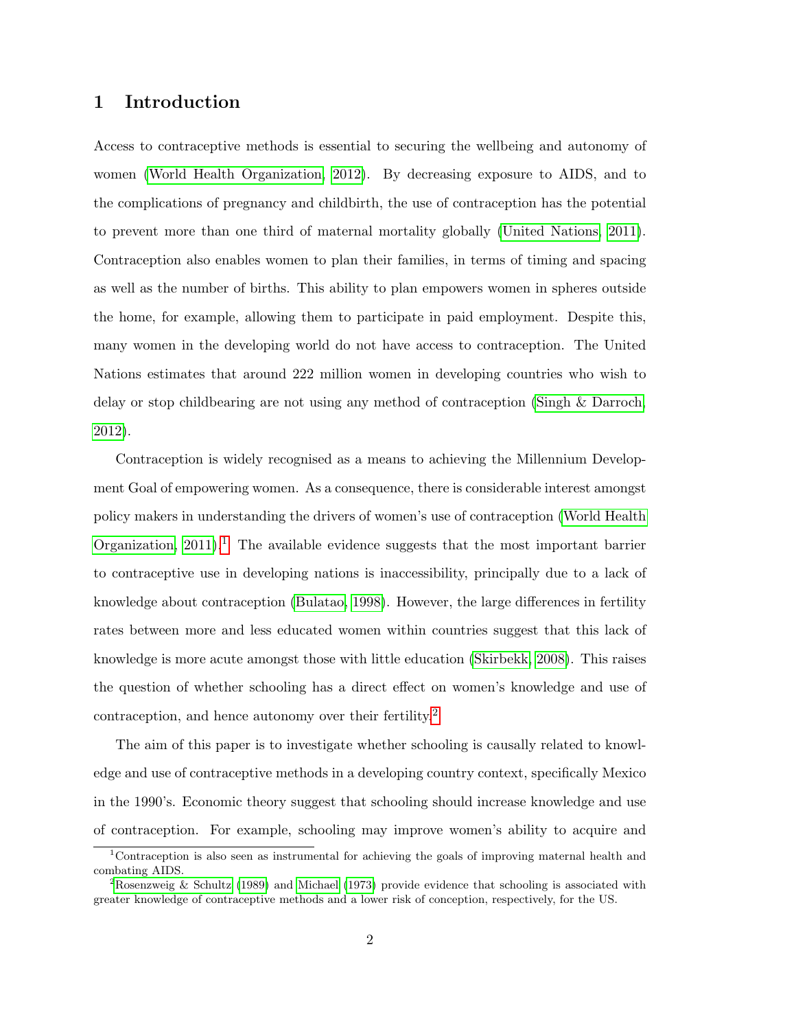# 1 Introduction

Access to contraceptive methods is essential to securing the wellbeing and autonomy of women (World Health Organization, 2012). By decreasing exposure to AIDS, and to the complications of pregnancy and childbirth, the use of contraception has the potential to prevent more than one third of maternal mortality globally (United Nations, 2011). Contraception also enables women to plan their families, in terms of timing and spacing as well as the number of births. This ability to plan empowers women in spheres outside the home, for example, allowing them to participate in paid employment. Despite this, many women in the developing world do not have access to contraception. The United Nations estimates that around 222 million women in developing countries who wish to delay or stop childbearing are not using any method of contraception (Singh & Darroch, 2012).

Contraception is widely recognised as a means to achieving the Millennium Development Goal of empowering women. As a consequence, there is considerable interest amongst policy makers in understanding the drivers of women's use of contraception (World Health Organization, 2011).[1] The available evidence suggests that the most important barrier to contraceptive use in developing nations is inaccessibility, principally due to a lack of knowledge about contraception (Bulatao, 1998). However, the large differences in fertility rates between more and less educated women within countries suggest that this lack of knowledge is more acute amongst those with little education (Skirbekk, 2008). This raises the question of whether schooling has a direct effect on women's knowledge and use of contraception, and hence autonomy over their fertility.[2]

The aim of this paper is to investigate whether schooling is causally related to knowledge and use of contraceptive methods in a developing country context, specifically Mexico in the 1990's. Economic theory suggest that schooling should increase knowledge and use of contraception. For example, schooling may improve women's ability to acquire and

[1] Contraception is also seen as instrumental for achieving the goals of improving maternal health and combating AIDS.

[2] Rosenzweig & Schultz (1989) and Michael (1973) provide evidence that schooling is associated with greater knowledge of contraceptive methods and a lower risk of conception, respectively, for the US.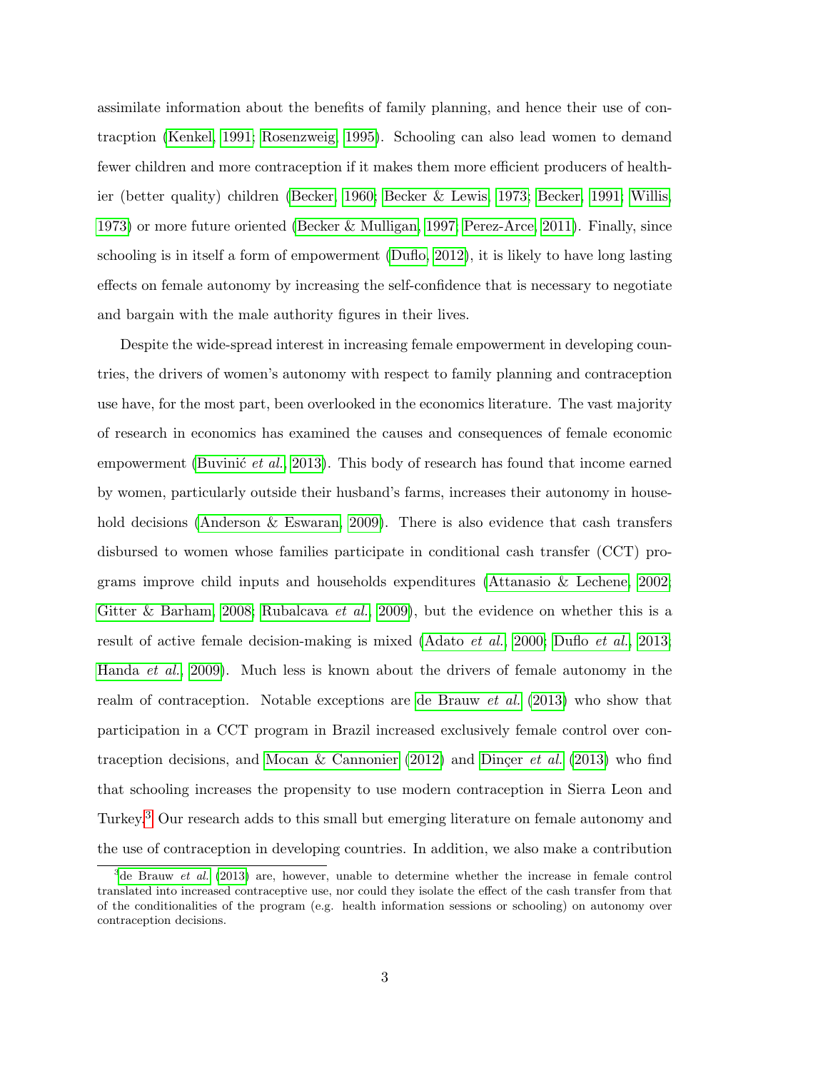assimilate information about the benefits of family planning, and hence their use of contracption (Kenkel, 1991; Rosenzweig, 1995). Schooling can also lead women to demand fewer children and more contraception if it makes them more efficient producers of healthier (better quality) children (Becker, 1960; Becker & Lewis, 1973; Becker, 1991; Willis, 1973) or more future oriented (Becker & Mulligan, 1997; Perez-Arce, 2011). Finally, since schooling is in itself a form of empowerment (Duflo, 2012), it is likely to have long lasting effects on female autonomy by increasing the self-confidence that is necessary to negotiate and bargain with the male authority figures in their lives.

Despite the wide-spread interest in increasing female empowerment in developing countries, the drivers of women's autonomy with respect to family planning and contraception use have, for the most part, been overlooked in the economics literature. The vast majority of research in economics has examined the causes and consequences of female economic empowerment (Buvinić *et al.*, 2013). This body of research has found that income earned by women, particularly outside their husband's farms, increases their autonomy in household decisions (Anderson & Eswaran, 2009). There is also evidence that cash transfers disbursed to women whose families participate in conditional cash transfer (CCT) programs improve child inputs and households expenditures (Attanasio & Lechene, 2002; Gitter & Barham, 2008; Rubalcava *et al.*, 2009), but the evidence on whether this is a result of active female decision-making is mixed (Adato *et al.*, 2000; Duflo *et al.*, 2013; Handa *et al.*, 2009). Much less is known about the drivers of female autonomy in the realm of contraception. Notable exceptions are de Brauw *et al.* (2013) who show that participation in a CCT program in Brazil increased exclusively female control over contraception decisions, and Mocan & Cannonier (2012) and Dinçer *et al.* (2013) who find that schooling increases the propensity to use modern contraception in Sierra Leon and Turkey.[3] Our research adds to this small but emerging literature on female autonomy and the use of contraception in developing countries. In addition, we also make a contribution

[3] de Brauw *et al.* (2013) are, however, unable to determine whether the increase in female control translated into increased contraceptive use, nor could they isolate the effect of the cash transfer from that of the conditionalities of the program (e.g. health information sessions or schooling) on autonomy over contraception decisions.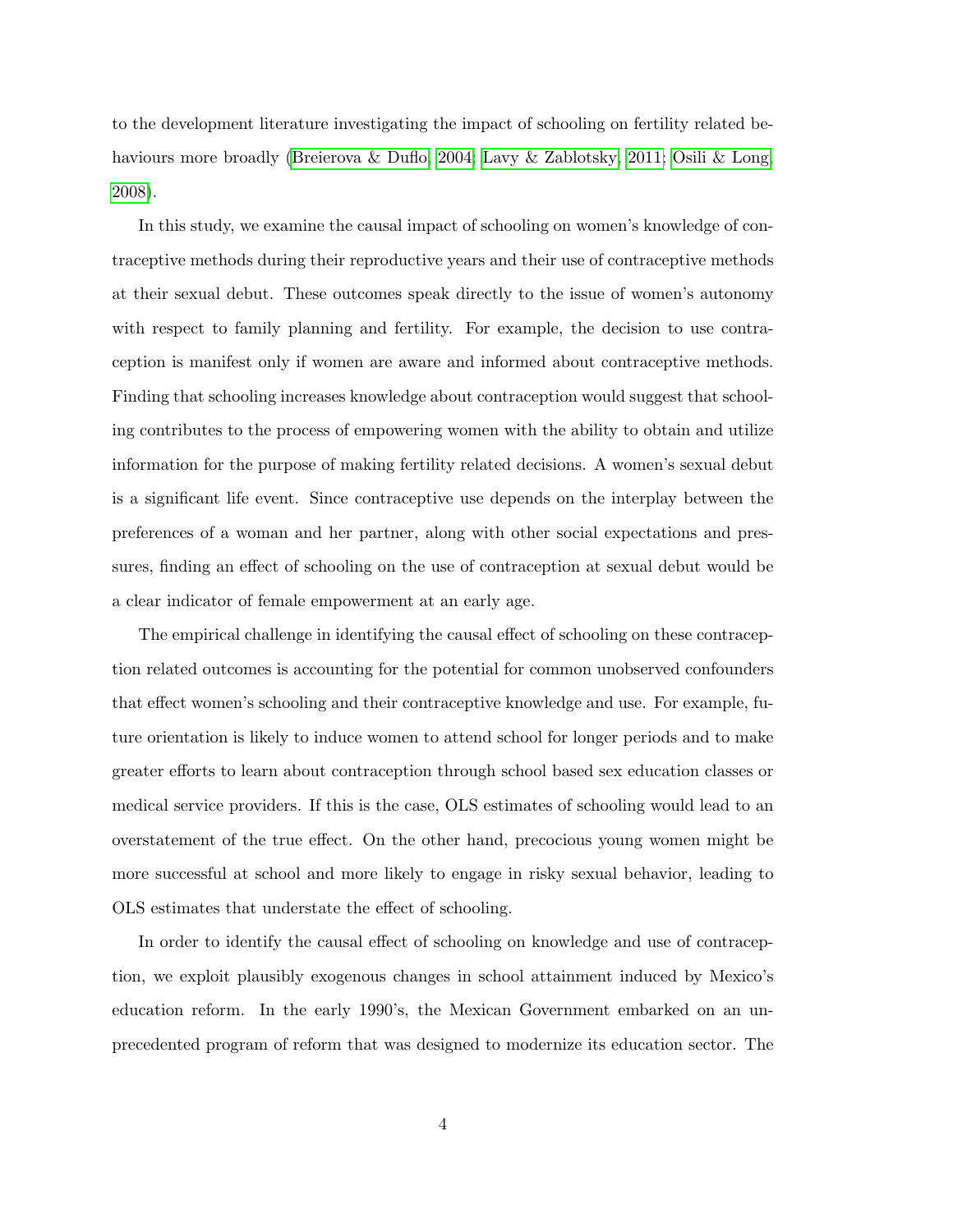to the development literature investigating the impact of schooling on fertility related behaviours more broadly (Breierova & Duflo, 2004; Lavy & Zablotsky, 2011; Osili & Long, 2008).

In this study, we examine the causal impact of schooling on women's knowledge of contraceptive methods during their reproductive years and their use of contraceptive methods at their sexual debut. These outcomes speak directly to the issue of women's autonomy with respect to family planning and fertility. For example, the decision to use contraception is manifest only if women are aware and informed about contraceptive methods. Finding that schooling increases knowledge about contraception would suggest that schooling contributes to the process of empowering women with the ability to obtain and utilize information for the purpose of making fertility related decisions. A women's sexual debut is a significant life event. Since contraceptive use depends on the interplay between the preferences of a woman and her partner, along with other social expectations and pressures, finding an effect of schooling on the use of contraception at sexual debut would be a clear indicator of female empowerment at an early age.

The empirical challenge in identifying the causal effect of schooling on these contraception related outcomes is accounting for the potential for common unobserved confounders that effect women's schooling and their contraceptive knowledge and use. For example, future orientation is likely to induce women to attend school for longer periods and to make greater efforts to learn about contraception through school based sex education classes or medical service providers. If this is the case, OLS estimates of schooling would lead to an overstatement of the true effect. On the other hand, precocious young women might be more successful at school and more likely to engage in risky sexual behavior, leading to OLS estimates that understate the effect of schooling.

In order to identify the causal effect of schooling on knowledge and use of contraception, we exploit plausibly exogenous changes in school attainment induced by Mexico's education reform. In the early 1990's, the Mexican Government embarked on an unprecedented program of reform that was designed to modernize its education sector. The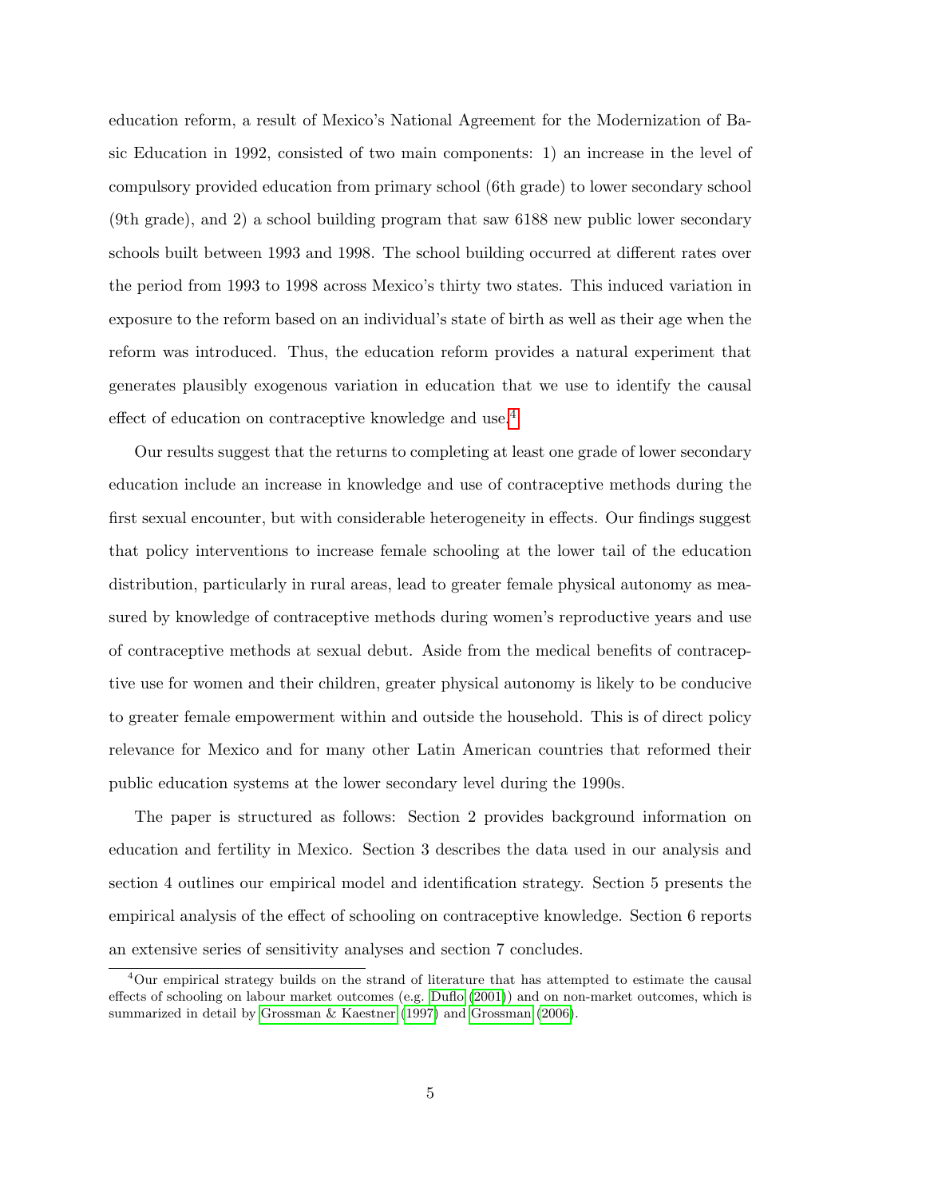education reform, a result of Mexico's National Agreement for the Modernization of Basic Education in 1992, consisted of two main components: 1) an increase in the level of compulsory provided education from primary school (6th grade) to lower secondary school (9th grade), and 2) a school building program that saw 6188 new public lower secondary schools built between 1993 and 1998. The school building occurred at different rates over the period from 1993 to 1998 across Mexico's thirty two states. This induced variation in exposure to the reform based on an individual's state of birth as well as their age when the reform was introduced. Thus, the education reform provides a natural experiment that generates plausibly exogenous variation in education that we use to identify the causal effect of education on contraceptive knowledge and use.[4]

Our results suggest that the returns to completing at least one grade of lower secondary education include an increase in knowledge and use of contraceptive methods during the first sexual encounter, but with considerable heterogeneity in effects. Our findings suggest that policy interventions to increase female schooling at the lower tail of the education distribution, particularly in rural areas, lead to greater female physical autonomy as measured by knowledge of contraceptive methods during women's reproductive years and use of contraceptive methods at sexual debut. Aside from the medical benefits of contraceptive use for women and their children, greater physical autonomy is likely to be conducive to greater female empowerment within and outside the household. This is of direct policy relevance for Mexico and for many other Latin American countries that reformed their public education systems at the lower secondary level during the 1990s.

The paper is structured as follows: Section 2 provides background information on education and fertility in Mexico. Section 3 describes the data used in our analysis and section 4 outlines our empirical model and identification strategy. Section 5 presents the empirical analysis of the effect of schooling on contraceptive knowledge. Section 6 reports an extensive series of sensitivity analyses and section 7 concludes.

[4] Our empirical strategy builds on the strand of literature that has attempted to estimate the causal effects of schooling on labour market outcomes (e.g. Duflo (2001)) and on non-market outcomes, which is summarized in detail by Grossman & Kaestner (1997) and Grossman (2006).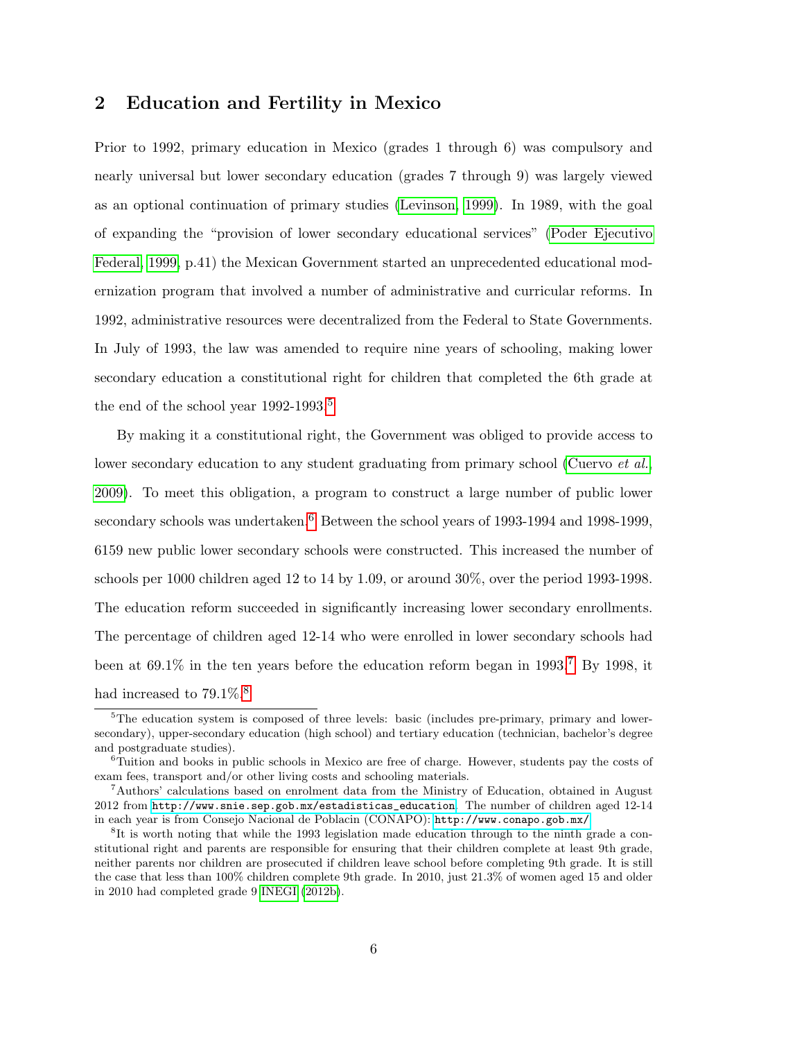## 2 Education and Fertility in Mexico

Prior to 1992, primary education in Mexico (grades 1 through 6) was compulsory and nearly universal but lower secondary education (grades 7 through 9) was largely viewed as an optional continuation of primary studies (Levinson, 1999). In 1989, with the goal of expanding the "provision of lower secondary educational services" (Poder Ejecutivo Federal, 1999, p.41) the Mexican Government started an unprecedented educational modernization program that involved a number of administrative and curricular reforms. In 1992, administrative resources were decentralized from the Federal to State Governments. In July of 1993, the law was amended to require nine years of schooling, making lower secondary education a constitutional right for children that completed the 6th grade at the end of the school year 1992-1993.[5]

By making it a constitutional right, the Government was obliged to provide access to lower secondary education to any student graduating from primary school (Cuervo *et al.*, 2009). To meet this obligation, a program to construct a large number of public lower secondary schools was undertaken.[6] Between the school years of 1993-1994 and 1998-1999, 6159 new public lower secondary schools were constructed. This increased the number of schools per 1000 children aged 12 to 14 by 1.09, or around 30%, over the period 1993-1998. The education reform succeeded in significantly increasing lower secondary enrollments. The percentage of children aged 12-14 who were enrolled in lower secondary schools had been at 69.1% in the ten years before the education reform began in 1993.[7] By 1998, it had increased to 79.1%.[8]

---

[5] The education system is composed of three levels: basic (includes pre-primary, primary and lower-secondary), upper-secondary education (high school) and tertiary education (technician, bachelor's degree and postgraduate studies).

[6] Tuition and books in public schools in Mexico are free of charge. However, students pay the costs of exam fees, transport and/or other living costs and schooling materials.

[7] Authors' calculations based on enrolment data from the Ministry of Education, obtained in August 2012 from `http://www.snie.sep.gob.mx/estadisticas_education`. The number of children aged 12-14 in each year is from Consejo Nacional de Poblacin (CONAPO): `http://www.conapo.gob.mx/`

[8] It is worth noting that while the 1993 legislation made education through to the ninth grade a constitutional right and parents are responsible for ensuring that their children complete at least 9th grade, neither parents nor children are prosecuted if children leave school before completing 9th grade. It is still the case that less than 100% children complete 9th grade. In 2010, just 21.3% of women aged 15 and older in 2010 had completed grade 9 INEGI (2012b).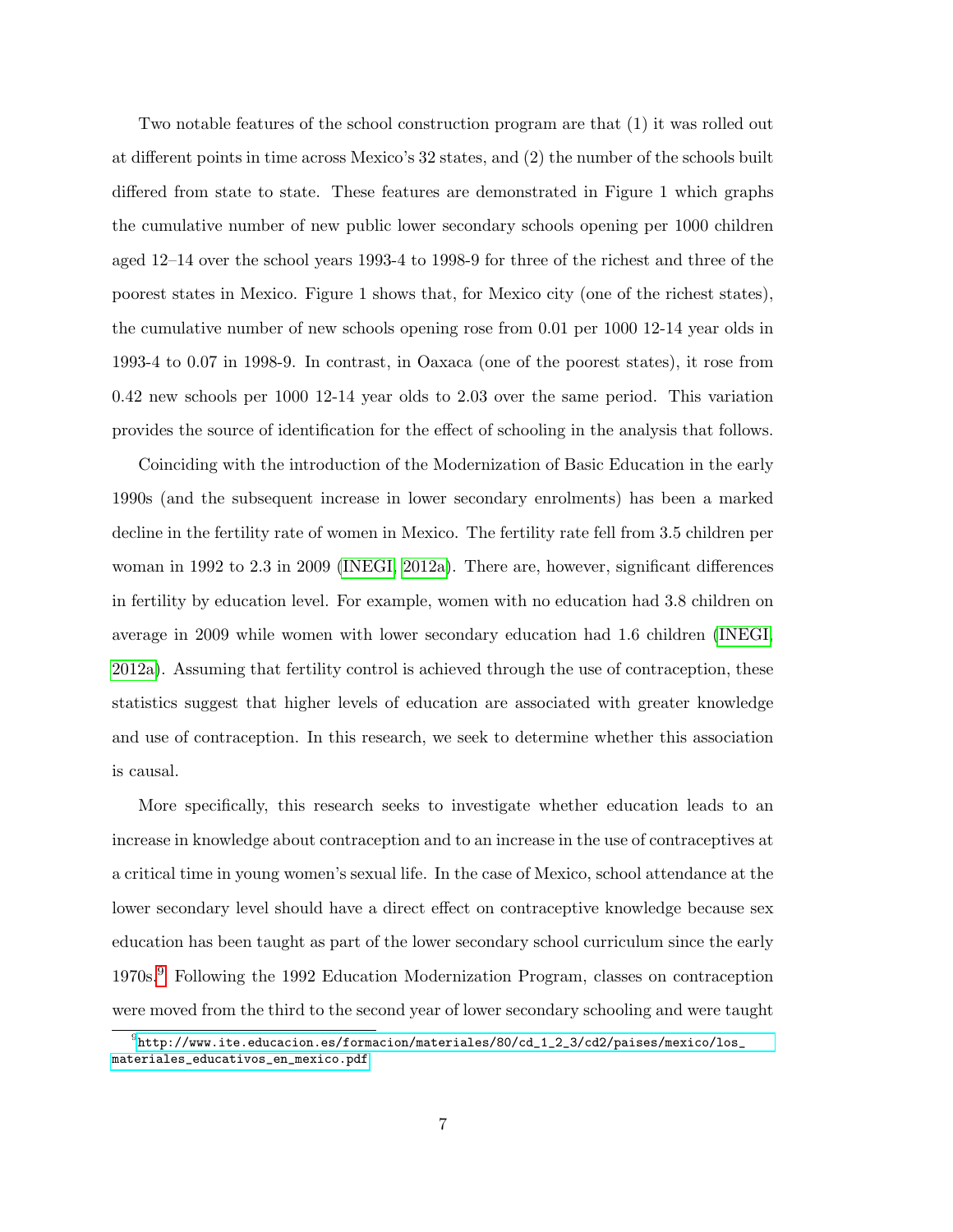Two notable features of the school construction program are that (1) it was rolled out at different points in time across Mexico's 32 states, and (2) the number of the schools built differed from state to state. These features are demonstrated in Figure 1 which graphs the cumulative number of new public lower secondary schools opening per 1000 children aged 12–14 over the school years 1993-4 to 1998-9 for three of the richest and three of the poorest states in Mexico. Figure 1 shows that, for Mexico city (one of the richest states), the cumulative number of new schools opening rose from 0.01 per 1000 12-14 year olds in 1993-4 to 0.07 in 1998-9. In contrast, in Oaxaca (one of the poorest states), it rose from 0.42 new schools per 1000 12-14 year olds to 2.03 over the same period. This variation provides the source of identification for the effect of schooling in the analysis that follows.

Coinciding with the introduction of the Modernization of Basic Education in the early 1990s (and the subsequent increase in lower secondary enrolments) has been a marked decline in the fertility rate of women in Mexico. The fertility rate fell from 3.5 children per woman in 1992 to 2.3 in 2009 (INEGI, 2012a). There are, however, significant differences in fertility by education level. For example, women with no education had 3.8 children on average in 2009 while women with lower secondary education had 1.6 children (INEGI, 2012a). Assuming that fertility control is achieved through the use of contraception, these statistics suggest that higher levels of education are associated with greater knowledge and use of contraception. In this research, we seek to determine whether this association is causal.

More specifically, this research seeks to investigate whether education leads to an increase in knowledge about contraception and to an increase in the use of contraceptives at a critical time in young women's sexual life. In the case of Mexico, school attendance at the lower secondary level should have a direct effect on contraceptive knowledge because sex education has been taught as part of the lower secondary school curriculum since the early 1970s.[9] Following the 1992 Education Modernization Program, classes on contraception were moved from the third to the second year of lower secondary schooling and were taught

[9] http://www.ite.educacion.es/formacion/materiales/80/cd_1_2_3/cd2/paises/mexico/los_materiales_educativos_en_mexico.pdf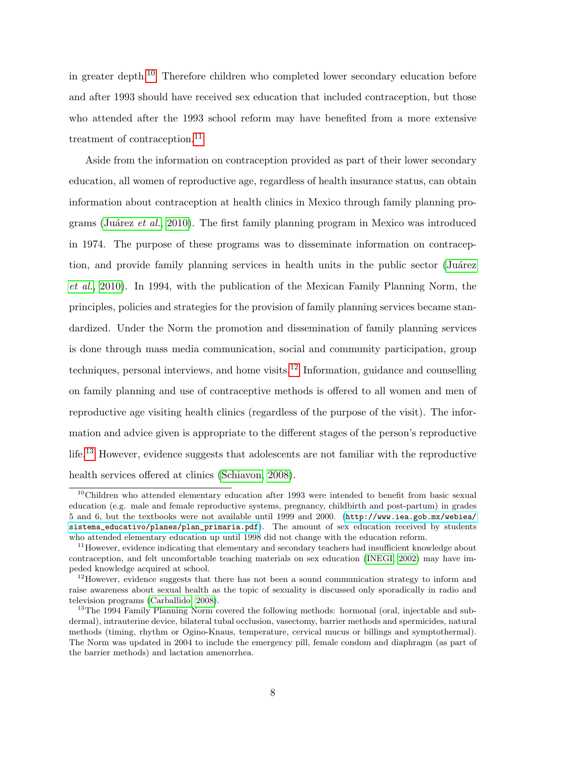in greater depth.[10] Therefore children who completed lower secondary education before and after 1993 should have received sex education that included contraception, but those who attended after the 1993 school reform may have benefited from a more extensive treatment of contraception.[11]

Aside from the information on contraception provided as part of their lower secondary education, all women of reproductive age, regardless of health insurance status, can obtain information about contraception at health clinics in Mexico through family planning programs (Juárez *et al.*, 2010). The first family planning program in Mexico was introduced in 1974. The purpose of these programs was to disseminate information on contraception, and provide family planning services in health units in the public sector (Juárez *et al.*, 2010). In 1994, with the publication of the Mexican Family Planning Norm, the principles, policies and strategies for the provision of family planning services became standardized. Under the Norm the promotion and dissemination of family planning services is done through mass media communication, social and community participation, group techniques, personal interviews, and home visits.[12] Information, guidance and counselling on family planning and use of contraceptive methods is offered to all women and men of reproductive age visiting health clinics (regardless of the purpose of the visit). The information and advice given is appropriate to the different stages of the person's reproductive life.[13] However, evidence suggests that adolescents are not familiar with the reproductive health services offered at clinics (Schiavon, 2008).

---

[10] Children who attended elementary education after 1993 were intended to benefit from basic sexual education (e.g. male and female reproductive systems, pregnancy, childbirth and post-partum) in grades 5 and 6, but the textbooks were not available until 1999 and 2000. (`http://www.iea.gob.mx/webiea/sistema_educativo/planes/plan_primaria.pdf`). The amount of sex education received by students who attended elementary education up until 1998 did not change with the education reform.

[11] However, evidence indicating that elementary and secondary teachers had insufficient knowledge about contraception, and felt uncomfortable teaching materials on sex education (INEGI, 2002) may have impeded knowledge acquired at school.

[12] However, evidence suggests that there has not been a sound communication strategy to inform and raise awareness about sexual health as the topic of sexuality is discussed only sporadically in radio and television programs (Carballido, 2008).

[13] The 1994 Family Planning Norm covered the following methods: hormonal (oral, injectable and subdermal), intrauterine device, bilateral tubal occlusion, vasectomy, barrier methods and spermicides, natural methods (timing, rhythm or Ogino-Knaus, temperature, cervical mucus or billings and symptothermal). The Norm was updated in 2004 to include the emergency pill, female condom and diaphragm (as part of the barrier methods) and lactation amenorrhea.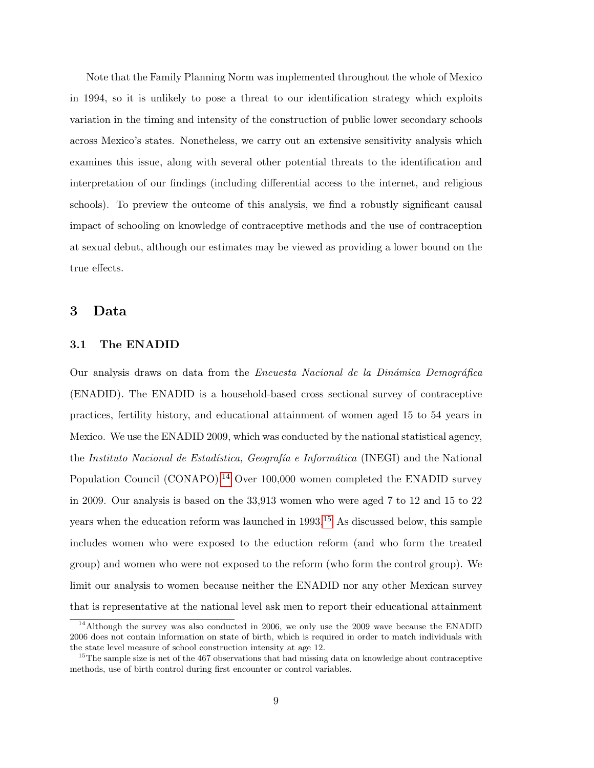Note that the Family Planning Norm was implemented throughout the whole of Mexico in 1994, so it is unlikely to pose a threat to our identification strategy which exploits variation in the timing and intensity of the construction of public lower secondary schools across Mexico's states. Nonetheless, we carry out an extensive sensitivity analysis which examines this issue, along with several other potential threats to the identification and interpretation of our findings (including differential access to the internet, and religious schools). To preview the outcome of this analysis, we find a robustly significant causal impact of schooling on knowledge of contraceptive methods and the use of contraception at sexual debut, although our estimates may be viewed as providing a lower bound on the true effects.

# 3 Data

## 3.1 The ENADID

Our analysis draws on data from the *Encuesta Nacional de la Dinámica Demográfica* (ENADID). The ENADID is a household-based cross sectional survey of contraceptive practices, fertility history, and educational attainment of women aged 15 to 54 years in Mexico. We use the ENADID 2009, which was conducted by the national statistical agency, the *Instituto Nacional de Estadística, Geografía e Informática* (INEGI) and the National Population Council (CONAPO).[14] Over 100,000 women completed the ENADID survey in 2009. Our analysis is based on the 33,913 women who were aged 7 to 12 and 15 to 22 years when the education reform was launched in 1993.[15] As discussed below, this sample includes women who were exposed to the eduction reform (and who form the treated group) and women who were not exposed to the reform (who form the control group). We limit our analysis to women because neither the ENADID nor any other Mexican survey that is representative at the national level ask men to report their educational attainment

[14] Although the survey was also conducted in 2006, we only use the 2009 wave because the ENADID 2006 does not contain information on state of birth, which is required in order to match individuals with the state level measure of school construction intensity at age 12.

[15] The sample size is net of the 467 observations that had missing data on knowledge about contraceptive methods, use of birth control during first encounter or control variables.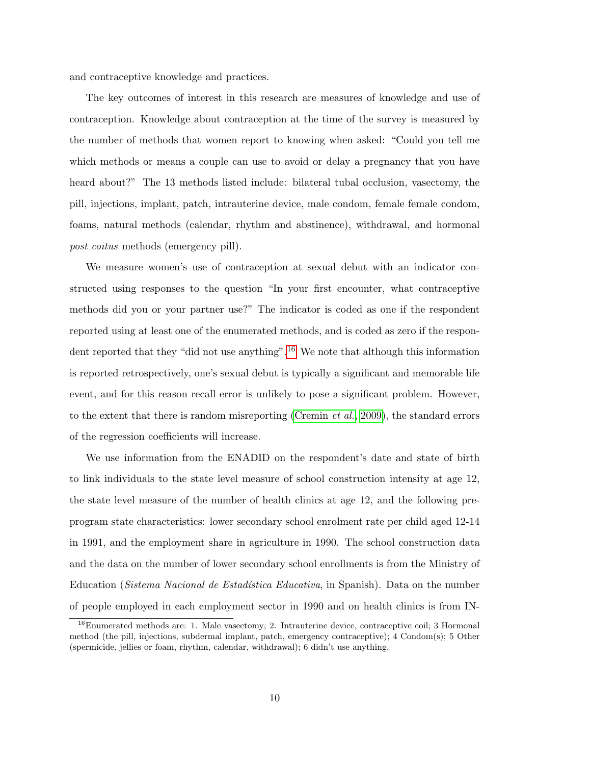and contraceptive knowledge and practices.

The key outcomes of interest in this research are measures of knowledge and use of contraception. Knowledge about contraception at the time of the survey is measured by the number of methods that women report to knowing when asked: "Could you tell me which methods or means a couple can use to avoid or delay a pregnancy that you have heard about?" The 13 methods listed include: bilateral tubal occlusion, vasectomy, the pill, injections, implant, patch, intrauterine device, male condom, female female condom, foams, natural methods (calendar, rhythm and abstinence), withdrawal, and hormonal *post coitus* methods (emergency pill).

We measure women's use of contraception at sexual debut with an indicator constructed using responses to the question "In your first encounter, what contraceptive methods did you or your partner use?" The indicator is coded as one if the respondent reported using at least one of the enumerated methods, and is coded as zero if the respondent reported that they "did not use anything".[16] We note that although this information is reported retrospectively, one's sexual debut is typically a significant and memorable life event, and for this reason recall error is unlikely to pose a significant problem. However, to the extent that there is random misreporting (Cremin *et al.*, 2009), the standard errors of the regression coefficients will increase.

We use information from the ENADID on the respondent's date and state of birth to link individuals to the state level measure of school construction intensity at age 12, the state level measure of the number of health clinics at age 12, and the following pre-program state characteristics: lower secondary school enrolment rate per child aged 12-14 in 1991, and the employment share in agriculture in 1990. The school construction data and the data on the number of lower secondary school enrollments is from the Ministry of Education (*Sistema Nacional de Estadística Educativa*, in Spanish). Data on the number of people employed in each employment sector in 1990 and on health clinics is from IN-

[16] Enumerated methods are: 1. Male vasectomy; 2. Intrauterine device, contraceptive coil; 3 Hormonal method (the pill, injections, subdermal implant, patch, emergency contraceptive); 4 Condom(s); 5 Other (spermicide, jellies or foam, rhythm, calendar, withdrawal); 6 didn't use anything.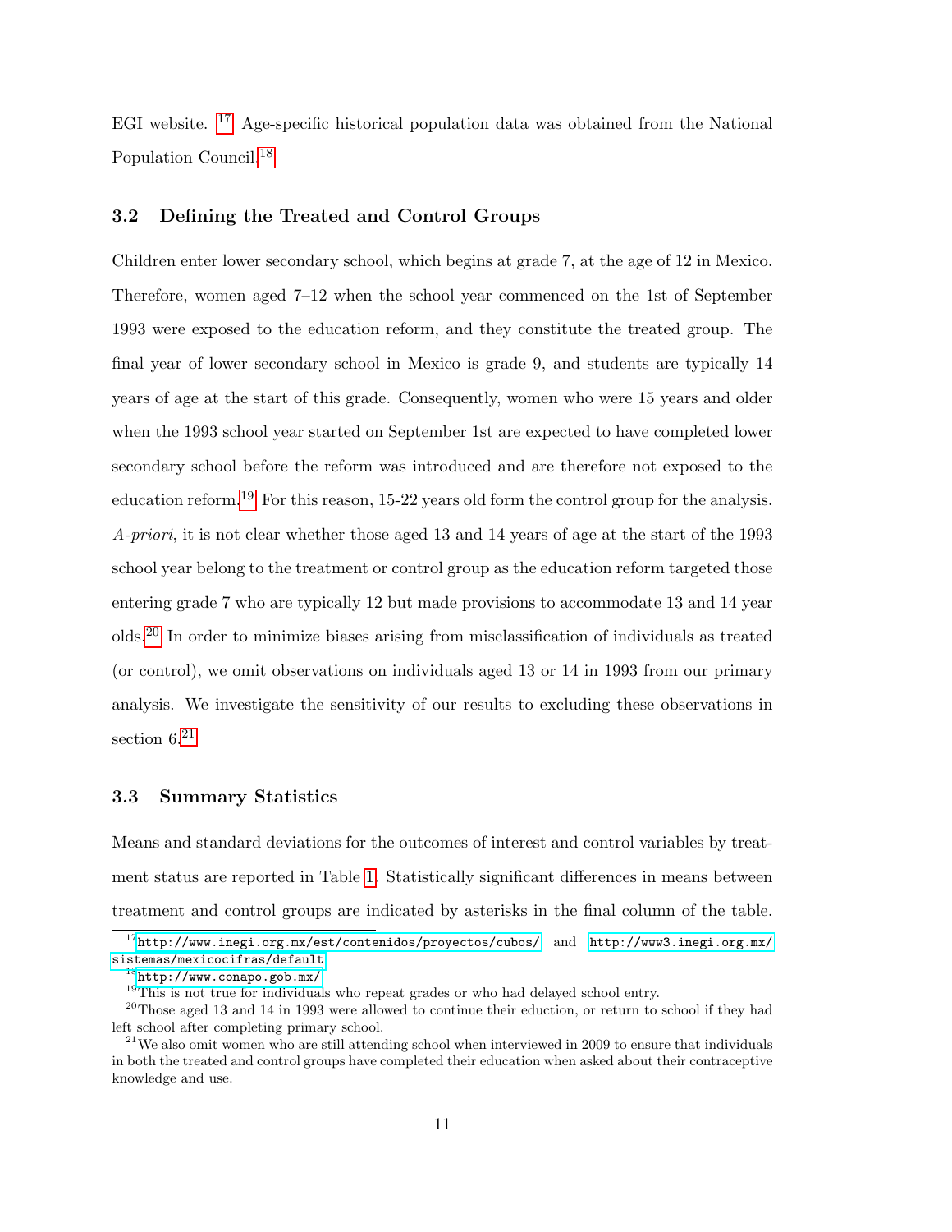EGI website. [17] Age-specific historical population data was obtained from the National Population Council.[18]

### 3.2 Defining the Treated and Control Groups

Children enter lower secondary school, which begins at grade 7, at the age of 12 in Mexico. Therefore, women aged 7–12 when the school year commenced on the 1st of September 1993 were exposed to the education reform, and they constitute the treated group. The final year of lower secondary school in Mexico is grade 9, and students are typically 14 years of age at the start of this grade. Consequently, women who were 15 years and older when the 1993 school year started on September 1st are expected to have completed lower secondary school before the reform was introduced and are therefore not exposed to the education reform.[19] For this reason, 15-22 years old form the control group for the analysis. *A-priori*, it is not clear whether those aged 13 and 14 years of age at the start of the 1993 school year belong to the treatment or control group as the education reform targeted those entering grade 7 who are typically 12 but made provisions to accommodate 13 and 14 year olds.[20] In order to minimize biases arising from misclassification of individuals as treated (or control), we omit observations on individuals aged 13 or 14 in 1993 from our primary analysis. We investigate the sensitivity of our results to excluding these observations in section 6.[21]

### 3.3 Summary Statistics

Means and standard deviations for the outcomes of interest and control variables by treatment status are reported in Table 1. Statistically significant differences in means between treatment and control groups are indicated by asterisks in the final column of the table.

---

[17] http://www.inegi.org.mx/est/contenidos/proyectos/cubos/ and http://www3.inegi.org.mx/sistemas/mexicocifras/default

[18] http://www.conapo.gob.mx/

[19] This is not true for individuals who repeat grades or who had delayed school entry.

[20] Those aged 13 and 14 in 1993 were allowed to continue their eduction, or return to school if they had left school after completing primary school.

[21] We also omit women who are still attending school when interviewed in 2009 to ensure that individuals in both the treated and control groups have completed their education when asked about their contraceptive knowledge and use.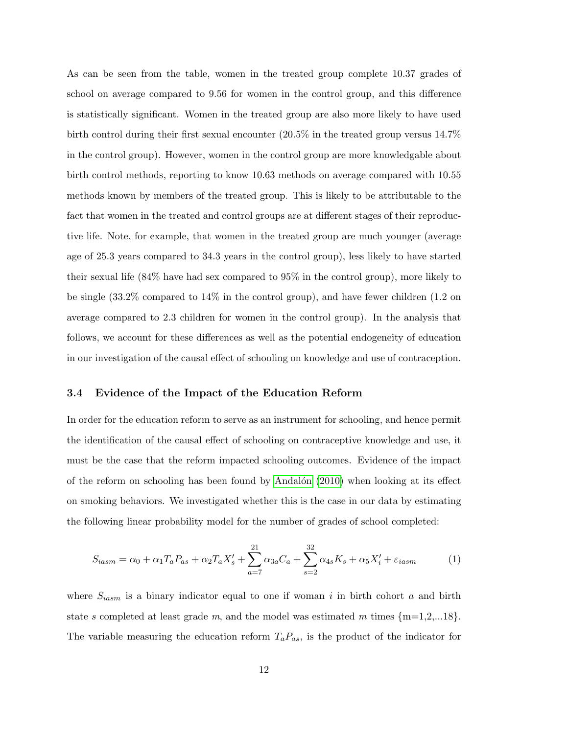As can be seen from the table, women in the treated group complete 10.37 grades of school on average compared to 9.56 for women in the control group, and this difference is statistically significant. Women in the treated group are also more likely to have used birth control during their first sexual encounter (20.5% in the treated group versus 14.7% in the control group). However, women in the control group are more knowledgable about birth control methods, reporting to know 10.63 methods on average compared with 10.55 methods known by members of the treated group. This is likely to be attributable to the fact that women in the treated and control groups are at different stages of their reproductive life. Note, for example, that women in the treated group are much younger (average age of 25.3 years compared to 34.3 years in the control group), less likely to have started their sexual life (84% have had sex compared to 95% in the control group), more likely to be single (33.2% compared to 14% in the control group), and have fewer children (1.2 on average compared to 2.3 children for women in the control group). In the analysis that follows, we account for these differences as well as the potential endogeneity of education in our investigation of the causal effect of schooling on knowledge and use of contraception.

### 3.4 Evidence of the Impact of the Education Reform

In order for the education reform to serve as an instrument for schooling, and hence permit the identification of the causal effect of schooling on contraceptive knowledge and use, it must be the case that the reform impacted schooling outcomes. Evidence of the impact of the reform on schooling has been found by Andalón (2010) when looking at its effect on smoking behaviors. We investigated whether this is the case in our data by estimating the following linear probability model for the number of grades of school completed:

$$S_{iasm} = \alpha_0 + \alpha_1 T_a P_{as} + \alpha_2 T_a X_s' + \sum_{a=7}^{21} \alpha_{3a} C_a + \sum_{s=2}^{32} \alpha_{4s} K_s + \alpha_5 X_i' + \varepsilon_{iasm} \tag{1}$$

where $S_{iasm}$ is a binary indicator equal to one if woman $i$ in birth cohort $a$ and birth state $s$ completed at least grade $m$, and the model was estimated $m$ times {m=1,2,...18}. The variable measuring the education reform $T_a P_{as}$, is the product of the indicator for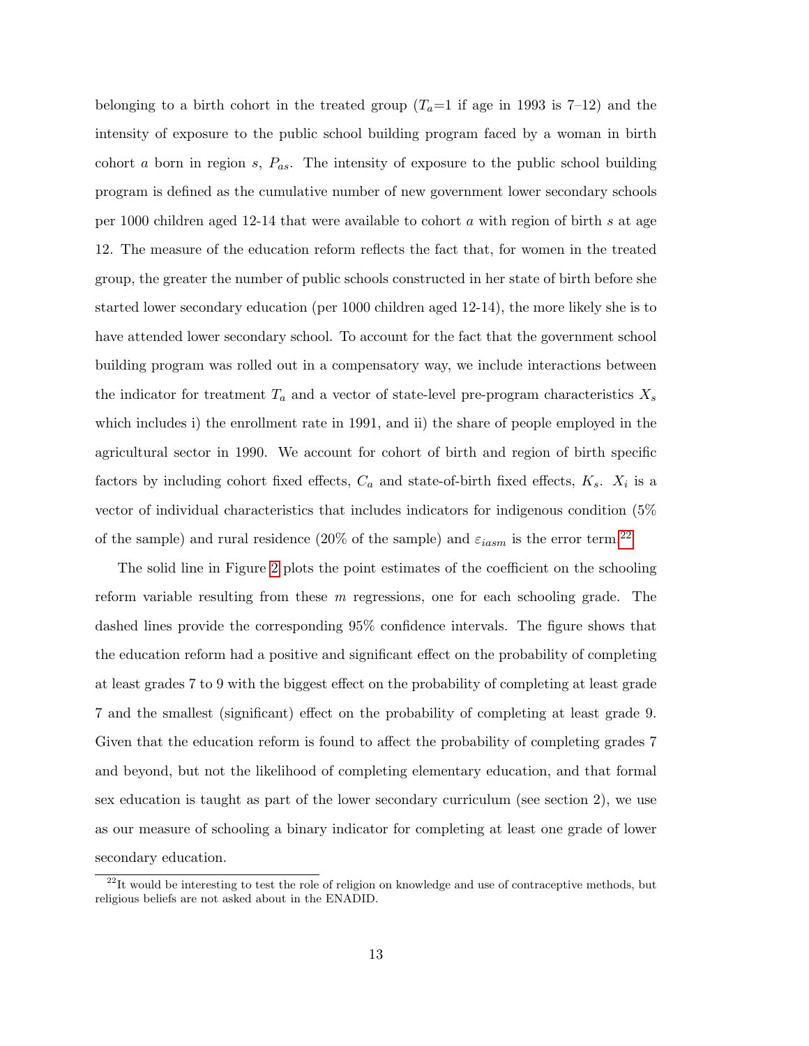belonging to a birth cohort in the treated group ($T_a$=1 if age in 1993 is 7–12) and the intensity of exposure to the public school building program faced by a woman in birth cohort $a$ born in region $s$, $P_{as}$. The intensity of exposure to the public school building program is defined as the cumulative number of new government lower secondary schools per 1000 children aged 12-14 that were available to cohort $a$ with region of birth $s$ at age 12. The measure of the education reform reflects the fact that, for women in the treated group, the greater the number of public schools constructed in her state of birth before she started lower secondary education (per 1000 children aged 12-14), the more likely she is to have attended lower secondary school. To account for the fact that the government school building program was rolled out in a compensatory way, we include interactions between the indicator for treatment $T_a$ and a vector of state-level pre-program characteristics $X_s$ which includes i) the enrollment rate in 1991, and ii) the share of people employed in the agricultural sector in 1990. We account for cohort of birth and region of birth specific factors by including cohort fixed effects, $C_a$ and state-of-birth fixed effects, $K_s$. $X_i$ is a vector of individual characteristics that includes indicators for indigenous condition (5% of the sample) and rural residence (20% of the sample) and $\varepsilon_{iasm}$ is the error term.[22]

The solid line in Figure 2 plots the point estimates of the coefficient on the schooling reform variable resulting from these $m$ regressions, one for each schooling grade. The dashed lines provide the corresponding 95% confidence intervals. The figure shows that the education reform had a positive and significant effect on the probability of completing at least grades 7 to 9 with the biggest effect on the probability of completing at least grade 7 and the smallest (significant) effect on the probability of completing at least grade 9. Given that the education reform is found to affect the probability of completing grades 7 and beyond, but not the likelihood of completing elementary education, and that formal sex education is taught as part of the lower secondary curriculum (see section 2), we use as our measure of schooling a binary indicator for completing at least one grade of lower secondary education.

[22] It would be interesting to test the role of religion on knowledge and use of contraceptive methods, but religious beliefs are not asked about in the ENADID.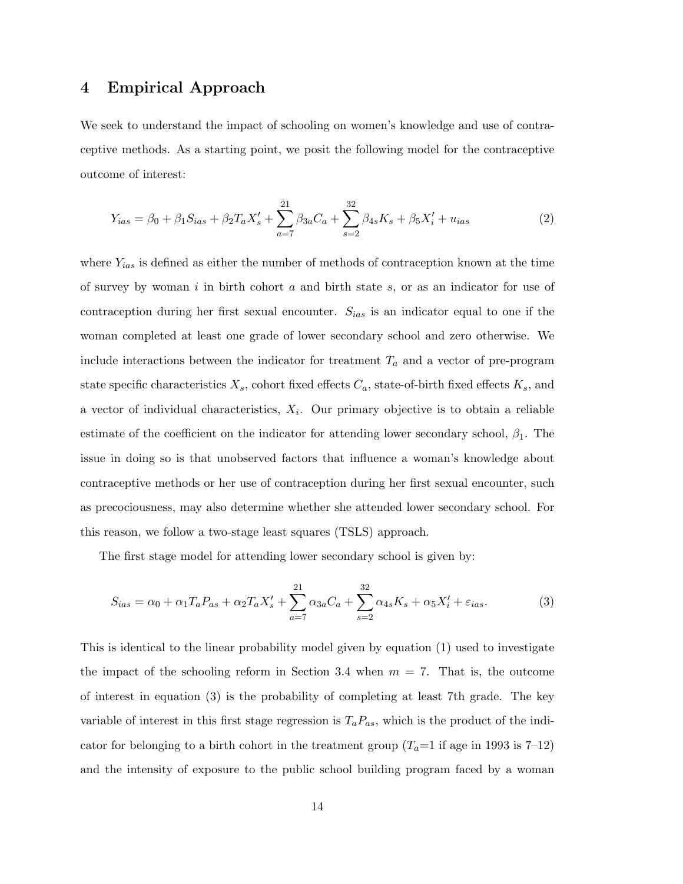## 4 Empirical Approach

We seek to understand the impact of schooling on women's knowledge and use of contraceptive methods. As a starting point, we posit the following model for the contraceptive outcome of interest:

$$Y_{ias} = \beta_0 + \beta_1 S_{ias} + \beta_2 T_a X_s' + \sum_{a=7}^{21} \beta_{3a} C_a + \sum_{s=2}^{32} \beta_{4s} K_s + \beta_5 X_i' + u_{ias} \tag{2}$$

where $Y_{ias}$ is defined as either the number of methods of contraception known at the time of survey by woman $i$ in birth cohort $a$ and birth state $s$, or as an indicator for use of contraception during her first sexual encounter. $S_{ias}$ is an indicator equal to one if the woman completed at least one grade of lower secondary school and zero otherwise. We include interactions between the indicator for treatment $T_a$ and a vector of pre-program state specific characteristics $X_s$, cohort fixed effects $C_a$, state-of-birth fixed effects $K_s$, and a vector of individual characteristics, $X_i$. Our primary objective is to obtain a reliable estimate of the coefficient on the indicator for attending lower secondary school, $\beta_1$. The issue in doing so is that unobserved factors that influence a woman's knowledge about contraceptive methods or her use of contraception during her first sexual encounter, such as precociousness, may also determine whether she attended lower secondary school. For this reason, we follow a two-stage least squares (TSLS) approach.

The first stage model for attending lower secondary school is given by:

$$S_{ias} = \alpha_0 + \alpha_1 T_a P_{as} + \alpha_2 T_a X_s' + \sum_{a=7}^{21} \alpha_{3a} C_a + \sum_{s=2}^{32} \alpha_{4s} K_s + \alpha_5 X_i' + \varepsilon_{ias}. \tag{3}$$

This is identical to the linear probability model given by equation (1) used to investigate the impact of the schooling reform in Section 3.4 when $m = 7$. That is, the outcome of interest in equation (3) is the probability of completing at least 7th grade. The key variable of interest in this first stage regression is $T_a P_{as}$, which is the product of the indicator for belonging to a birth cohort in the treatment group ($T_a$=1 if age in 1993 is 7–12) and the intensity of exposure to the public school building program faced by a woman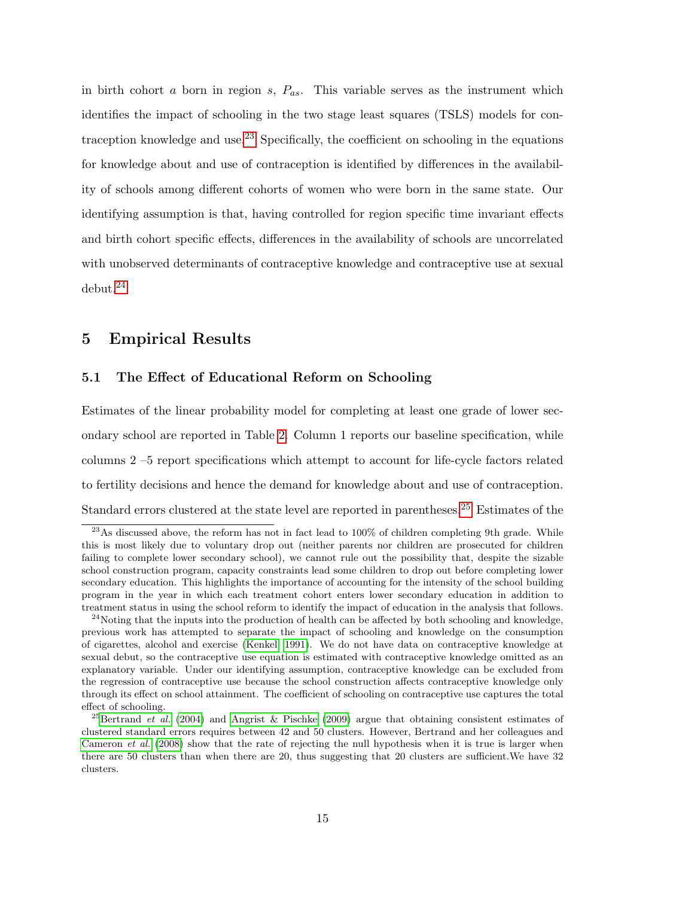in birth cohort $a$ born in region $s$, $P_{as}$. This variable serves as the instrument which identifies the impact of schooling in the two stage least squares (TSLS) models for contraception knowledge and use.[23] Specifically, the coefficient on schooling in the equations for knowledge about and use of contraception is identified by differences in the availability of schools among different cohorts of women who were born in the same state. Our identifying assumption is that, having controlled for region specific time invariant effects and birth cohort specific effects, differences in the availability of schools are uncorrelated with unobserved determinants of contraceptive knowledge and contraceptive use at sexual debut.[24]

# 5 Empirical Results

## 5.1 The Effect of Educational Reform on Schooling

Estimates of the linear probability model for completing at least one grade of lower secondary school are reported in Table 2. Column 1 reports our baseline specification, while columns 2 –5 report specifications which attempt to account for life-cycle factors related to fertility decisions and hence the demand for knowledge about and use of contraception. Standard errors clustered at the state level are reported in parentheses.[25] Estimates of the

[23] As discussed above, the reform has not in fact lead to 100% of children completing 9th grade. While this is most likely due to voluntary drop out (neither parents nor children are prosecuted for children failing to complete lower secondary school), we cannot rule out the possibility that, despite the sizable school construction program, capacity constraints lead some children to drop out before completing lower secondary education. This highlights the importance of accounting for the intensity of the school building program in the year in which each treatment cohort enters lower secondary education in addition to treatment status in using the school reform to identify the impact of education in the analysis that follows.

[24] Noting that the inputs into the production of health can be affected by both schooling and knowledge, previous work has attempted to separate the impact of schooling and knowledge on the consumption of cigarettes, alcohol and exercise (Kenkel 1991). We do not have data on contraceptive knowledge at sexual debut, so the contraceptive use equation is estimated with contraceptive knowledge omitted as an explanatory variable. Under our identifying assumption, contraceptive knowledge can be excluded from the regression of contraceptive use because the school construction affects contraceptive knowledge only through its effect on school attainment. The coefficient of schooling on contraceptive use captures the total effect of schooling.

[25] Bertrand *et al.* (2004) and Angrist & Pischke (2009) argue that obtaining consistent estimates of clustered standard errors requires between 42 and 50 clusters. However, Bertrand and her colleagues and Cameron *et al.* (2008) show that the rate of rejecting the null hypothesis when it is true is larger when there are 50 clusters than when there are 20, thus suggesting that 20 clusters are sufficient.We have 32 clusters.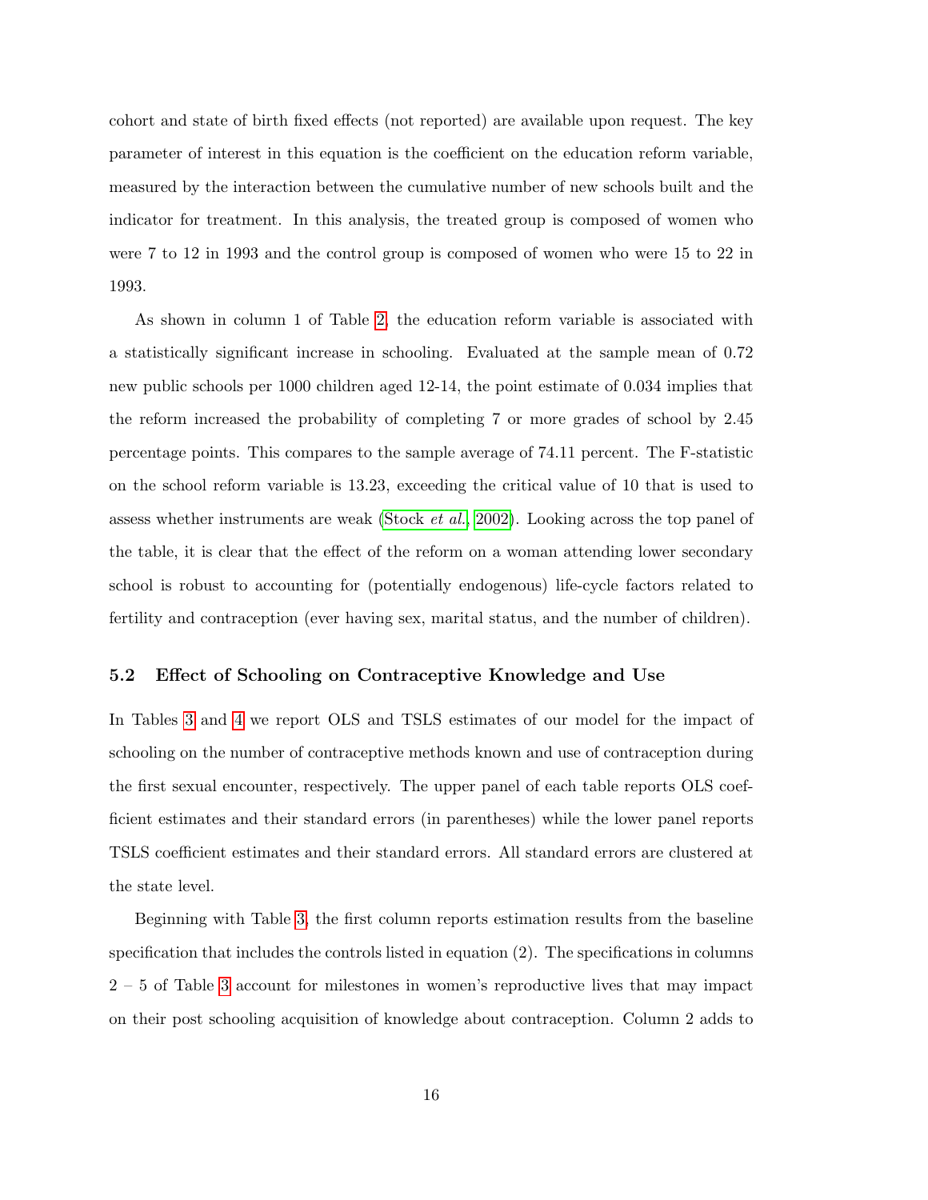cohort and state of birth fixed effects (not reported) are available upon request. The key parameter of interest in this equation is the coefficient on the education reform variable, measured by the interaction between the cumulative number of new schools built and the indicator for treatment. In this analysis, the treated group is composed of women who were 7 to 12 in 1993 and the control group is composed of women who were 15 to 22 in 1993.

As shown in column 1 of Table 2, the education reform variable is associated with a statistically significant increase in schooling. Evaluated at the sample mean of 0.72 new public schools per 1000 children aged 12-14, the point estimate of 0.034 implies that the reform increased the probability of completing 7 or more grades of school by 2.45 percentage points. This compares to the sample average of 74.11 percent. The F-statistic on the school reform variable is 13.23, exceeding the critical value of 10 that is used to assess whether instruments are weak (Stock *et al.*, 2002). Looking across the top panel of the table, it is clear that the effect of the reform on a woman attending lower secondary school is robust to accounting for (potentially endogenous) life-cycle factors related to fertility and contraception (ever having sex, marital status, and the number of children).

### 5.2 Effect of Schooling on Contraceptive Knowledge and Use

In Tables 3 and 4 we report OLS and TSLS estimates of our model for the impact of schooling on the number of contraceptive methods known and use of contraception during the first sexual encounter, respectively. The upper panel of each table reports OLS coefficient estimates and their standard errors (in parentheses) while the lower panel reports TSLS coefficient estimates and their standard errors. All standard errors are clustered at the state level.

Beginning with Table 3, the first column reports estimation results from the baseline specification that includes the controls listed in equation (2). The specifications in columns 2 – 5 of Table 3 account for milestones in women's reproductive lives that may impact on their post schooling acquisition of knowledge about contraception. Column 2 adds to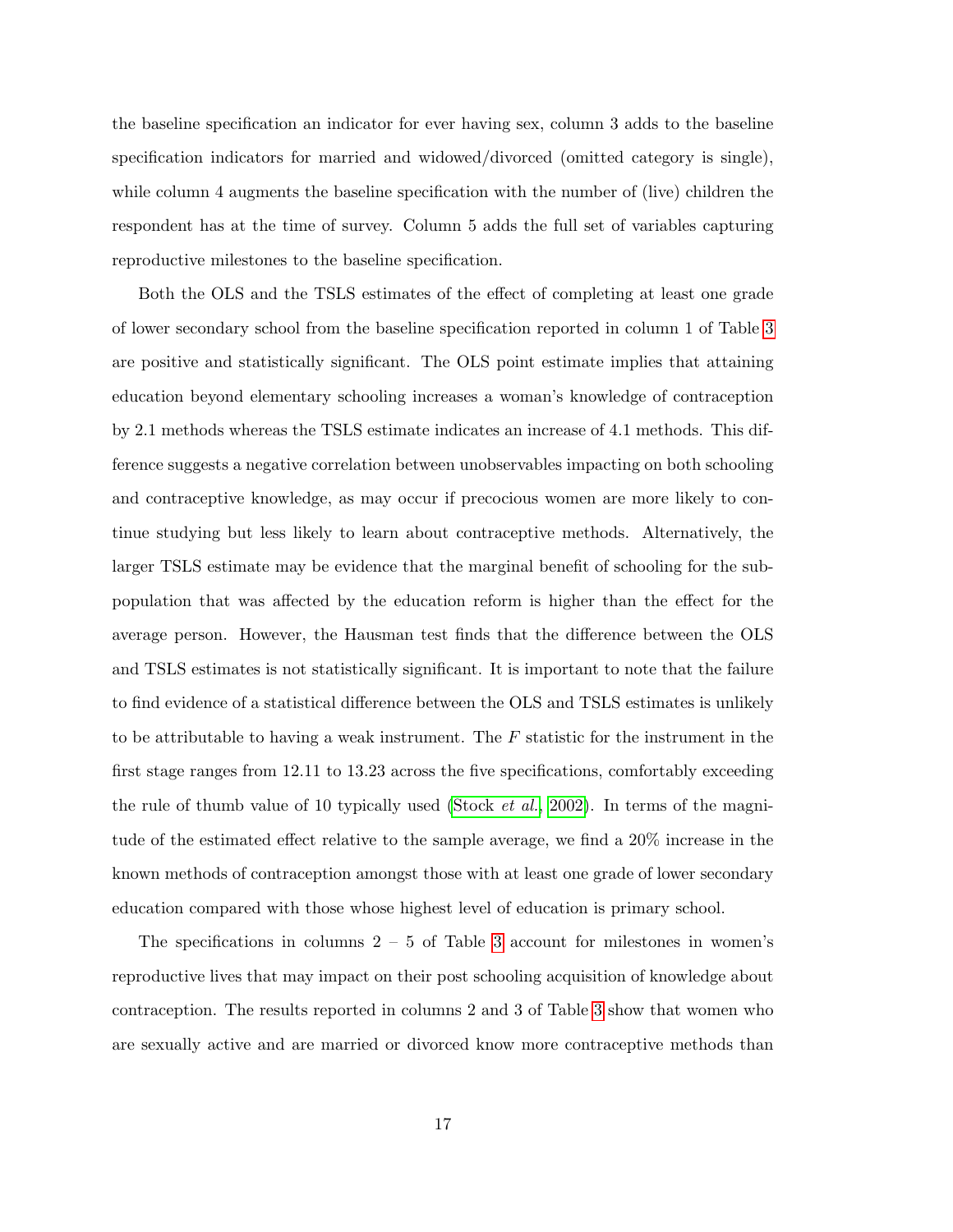the baseline specification an indicator for ever having sex, column 3 adds to the baseline specification indicators for married and widowed/divorced (omitted category is single), while column 4 augments the baseline specification with the number of (live) children the respondent has at the time of survey. Column 5 adds the full set of variables capturing reproductive milestones to the baseline specification.

Both the OLS and the TSLS estimates of the effect of completing at least one grade of lower secondary school from the baseline specification reported in column 1 of Table 3 are positive and statistically significant. The OLS point estimate implies that attaining education beyond elementary schooling increases a woman's knowledge of contraception by 2.1 methods whereas the TSLS estimate indicates an increase of 4.1 methods. This difference suggests a negative correlation between unobservables impacting on both schooling and contraceptive knowledge, as may occur if precocious women are more likely to continue studying but less likely to learn about contraceptive methods. Alternatively, the larger TSLS estimate may be evidence that the marginal benefit of schooling for the subpopulation that was affected by the education reform is higher than the effect for the average person. However, the Hausman test finds that the difference between the OLS and TSLS estimates is not statistically significant. It is important to note that the failure to find evidence of a statistical difference between the OLS and TSLS estimates is unlikely to be attributable to having a weak instrument. The $F$ statistic for the instrument in the first stage ranges from 12.11 to 13.23 across the five specifications, comfortably exceeding the rule of thumb value of 10 typically used (Stock *et al.*, 2002). In terms of the magnitude of the estimated effect relative to the sample average, we find a 20% increase in the known methods of contraception amongst those with at least one grade of lower secondary education compared with those whose highest level of education is primary school.

The specifications in columns 2 – 5 of Table 3 account for milestones in women's reproductive lives that may impact on their post schooling acquisition of knowledge about contraception. The results reported in columns 2 and 3 of Table 3 show that women who are sexually active and are married or divorced know more contraceptive methods than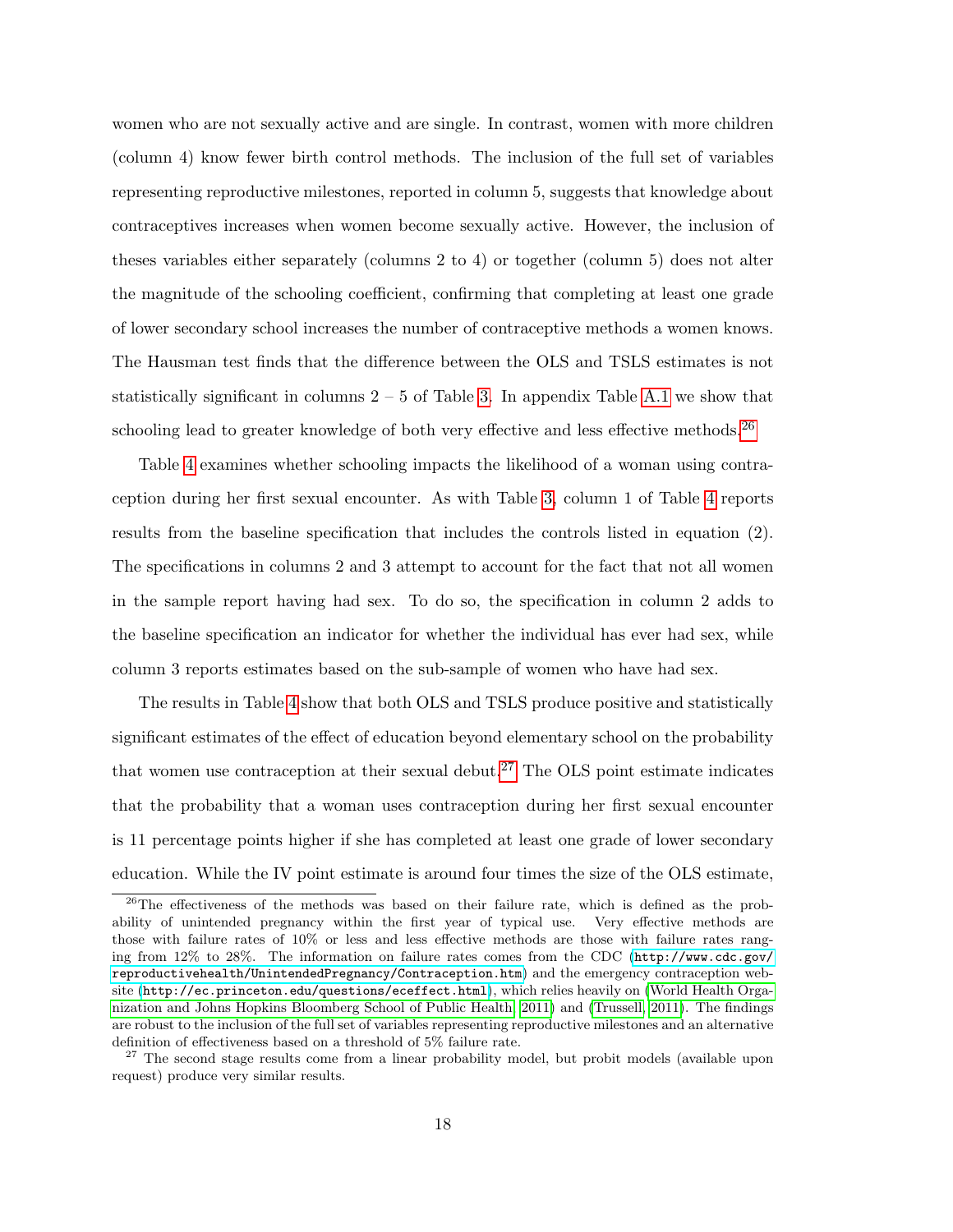women who are not sexually active and are single. In contrast, women with more children (column 4) know fewer birth control methods. The inclusion of the full set of variables representing reproductive milestones, reported in column 5, suggests that knowledge about contraceptives increases when women become sexually active. However, the inclusion of theses variables either separately (columns 2 to 4) or together (column 5) does not alter the magnitude of the schooling coefficient, confirming that completing at least one grade of lower secondary school increases the number of contraceptive methods a women knows. The Hausman test finds that the difference between the OLS and TSLS estimates is not statistically significant in columns 2 – 5 of Table 3. In appendix Table A.1 we show that schooling lead to greater knowledge of both very effective and less effective methods.[26]

Table 4 examines whether schooling impacts the likelihood of a woman using contraception during her first sexual encounter. As with Table 3, column 1 of Table 4 reports results from the baseline specification that includes the controls listed in equation (2). The specifications in columns 2 and 3 attempt to account for the fact that not all women in the sample report having had sex. To do so, the specification in column 2 adds to the baseline specification an indicator for whether the individual has ever had sex, while column 3 reports estimates based on the sub-sample of women who have had sex.

The results in Table 4 show that both OLS and TSLS produce positive and statistically significant estimates of the effect of education beyond elementary school on the probability that women use contraception at their sexual debut.[27] The OLS point estimate indicates that the probability that a woman uses contraception during her first sexual encounter is 11 percentage points higher if she has completed at least one grade of lower secondary education. While the IV point estimate is around four times the size of the OLS estimate,

[26] The effectiveness of the methods was based on their failure rate, which is defined as the probability of unintended pregnancy within the first year of typical use. Very effective methods are those with failure rates of 10% or less and less effective methods are those with failure rates ranging from 12% to 28%. The information on failure rates comes from the CDC (`http://www.cdc.gov/reproductivehealth/UnintendedPregnancy/Contraception.htm`) and the emergency contraception website (`http://ec.princeton.edu/questions/eceffect.html`), which relies heavily on (World Health Organization and Johns Hopkins Bloomberg School of Public Health, 2011) and (Trussell, 2011). The findings are robust to the inclusion of the full set of variables representing reproductive milestones and an alternative definition of effectiveness based on a threshold of 5% failure rate.

[27] The second stage results come from a linear probability model, but probit models (available upon request) produce very similar results.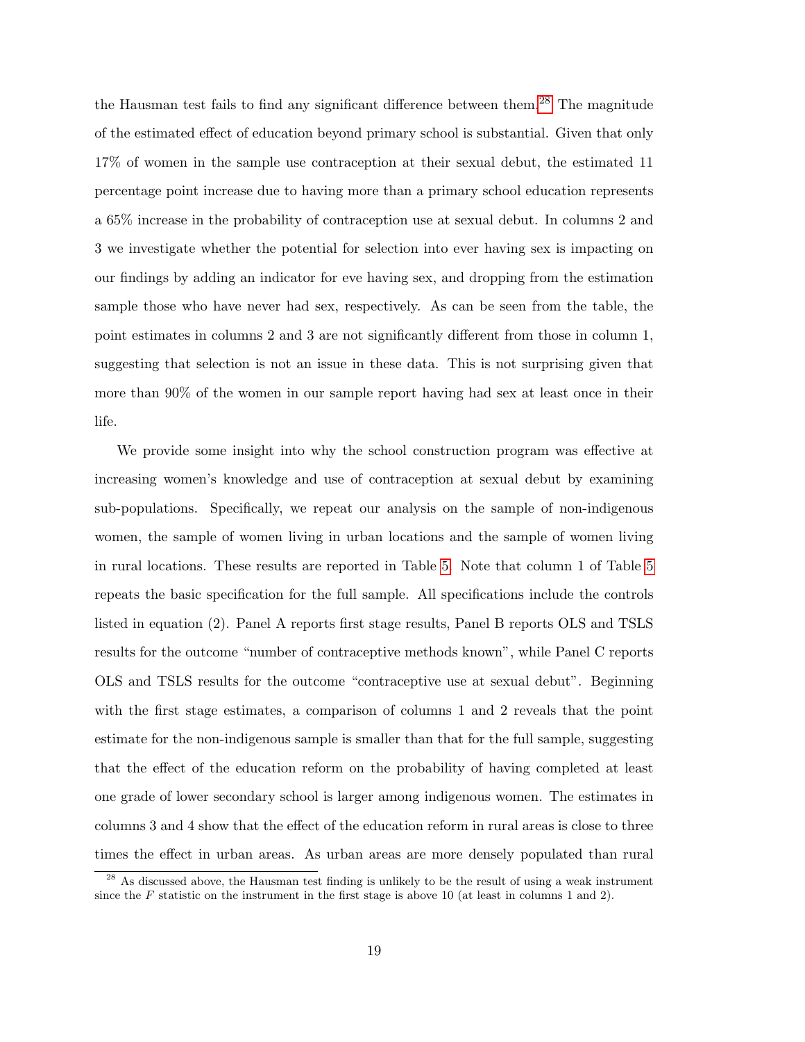the Hausman test fails to find any significant difference between them.[28] The magnitude of the estimated effect of education beyond primary school is substantial. Given that only 17% of women in the sample use contraception at their sexual debut, the estimated 11 percentage point increase due to having more than a primary school education represents a 65% increase in the probability of contraception use at sexual debut. In columns 2 and 3 we investigate whether the potential for selection into ever having sex is impacting on our findings by adding an indicator for eve having sex, and dropping from the estimation sample those who have never had sex, respectively. As can be seen from the table, the point estimates in columns 2 and 3 are not significantly different from those in column 1, suggesting that selection is not an issue in these data. This is not surprising given that more than 90% of the women in our sample report having had sex at least once in their life.

We provide some insight into why the school construction program was effective at increasing women's knowledge and use of contraception at sexual debut by examining sub-populations. Specifically, we repeat our analysis on the sample of non-indigenous women, the sample of women living in urban locations and the sample of women living in rural locations. These results are reported in Table 5. Note that column 1 of Table 5 repeats the basic specification for the full sample. All specifications include the controls listed in equation (2). Panel A reports first stage results, Panel B reports OLS and TSLS results for the outcome "number of contraceptive methods known", while Panel C reports OLS and TSLS results for the outcome "contraceptive use at sexual debut". Beginning with the first stage estimates, a comparison of columns 1 and 2 reveals that the point estimate for the non-indigenous sample is smaller than that for the full sample, suggesting that the effect of the education reform on the probability of having completed at least one grade of lower secondary school is larger among indigenous women. The estimates in columns 3 and 4 show that the effect of the education reform in rural areas is close to three times the effect in urban areas. As urban areas are more densely populated than rural

[28] As discussed above, the Hausman test finding is unlikely to be the result of using a weak instrument since the $F$ statistic on the instrument in the first stage is above 10 (at least in columns 1 and 2).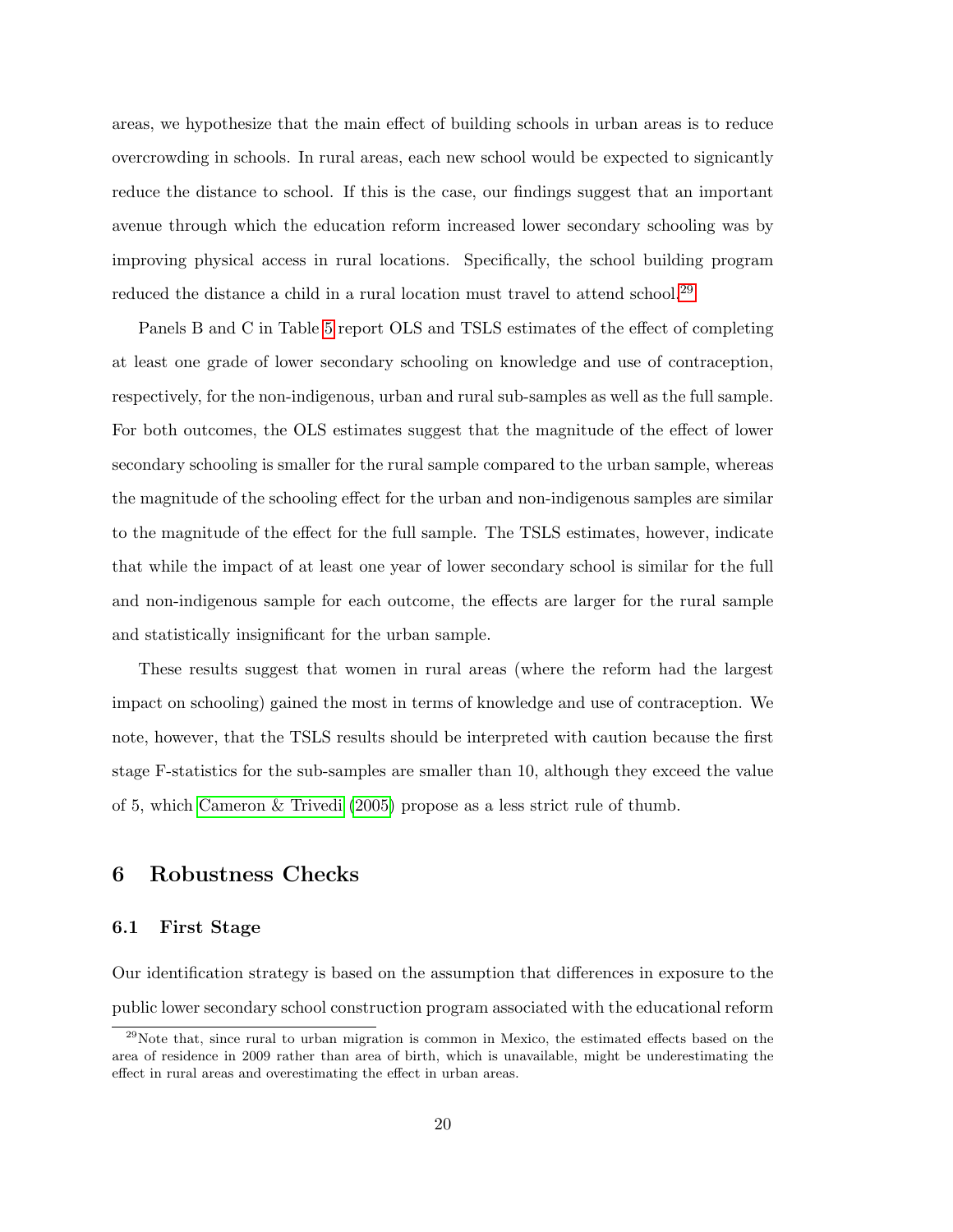areas, we hypothesize that the main effect of building schools in urban areas is to reduce overcrowding in schools. In rural areas, each new school would be expected to signicantly reduce the distance to school. If this is the case, our findings suggest that an important avenue through which the education reform increased lower secondary schooling was by improving physical access in rural locations. Specifically, the school building program reduced the distance a child in a rural location must travel to attend school.[29]

Panels B and C in Table 5 report OLS and TSLS estimates of the effect of completing at least one grade of lower secondary schooling on knowledge and use of contraception, respectively, for the non-indigenous, urban and rural sub-samples as well as the full sample. For both outcomes, the OLS estimates suggest that the magnitude of the effect of lower secondary schooling is smaller for the rural sample compared to the urban sample, whereas the magnitude of the schooling effect for the urban and non-indigenous samples are similar to the magnitude of the effect for the full sample. The TSLS estimates, however, indicate that while the impact of at least one year of lower secondary school is similar for the full and non-indigenous sample for each outcome, the effects are larger for the rural sample and statistically insignificant for the urban sample.

These results suggest that women in rural areas (where the reform had the largest impact on schooling) gained the most in terms of knowledge and use of contraception. We note, however, that the TSLS results should be interpreted with caution because the first stage F-statistics for the sub-samples are smaller than 10, although they exceed the value of 5, which Cameron & Trivedi (2005) propose as a less strict rule of thumb.

# 6 Robustness Checks

## 6.1 First Stage

Our identification strategy is based on the assumption that differences in exposure to the public lower secondary school construction program associated with the educational reform

[29]Note that, since rural to urban migration is common in Mexico, the estimated effects based on the area of residence in 2009 rather than area of birth, which is unavailable, might be underestimating the effect in rural areas and overestimating the effect in urban areas.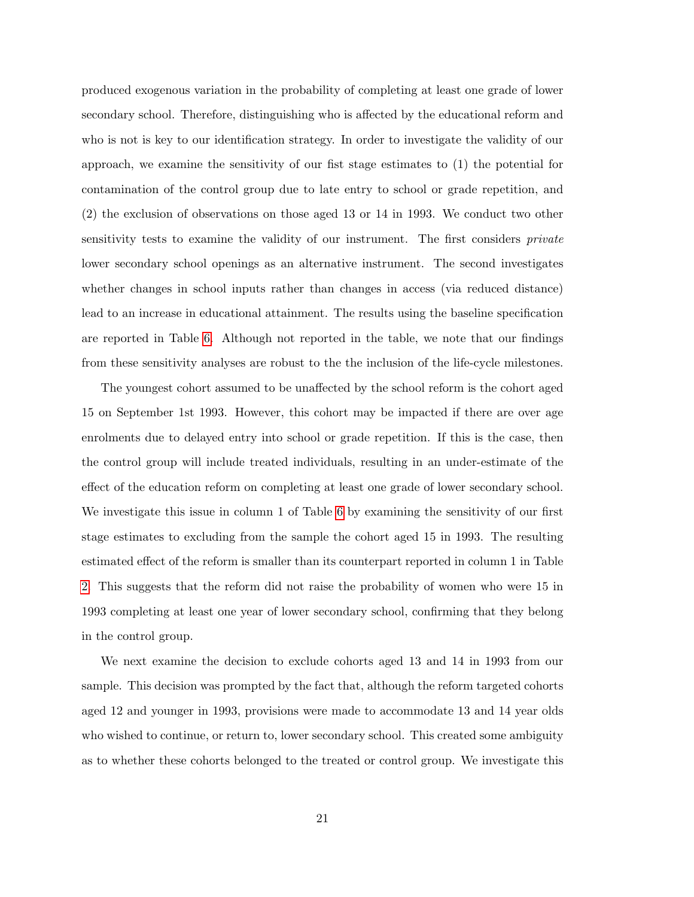produced exogenous variation in the probability of completing at least one grade of lower secondary school. Therefore, distinguishing who is affected by the educational reform and who is not is key to our identification strategy. In order to investigate the validity of our approach, we examine the sensitivity of our fist stage estimates to (1) the potential for contamination of the control group due to late entry to school or grade repetition, and (2) the exclusion of observations on those aged 13 or 14 in 1993. We conduct two other sensitivity tests to examine the validity of our instrument. The first considers *private* lower secondary school openings as an alternative instrument. The second investigates whether changes in school inputs rather than changes in access (via reduced distance) lead to an increase in educational attainment. The results using the baseline specification are reported in Table 6. Although not reported in the table, we note that our findings from these sensitivity analyses are robust to the the inclusion of the life-cycle milestones.

The youngest cohort assumed to be unaffected by the school reform is the cohort aged 15 on September 1st 1993. However, this cohort may be impacted if there are over age enrolments due to delayed entry into school or grade repetition. If this is the case, then the control group will include treated individuals, resulting in an under-estimate of the effect of the education reform on completing at least one grade of lower secondary school. We investigate this issue in column 1 of Table 6 by examining the sensitivity of our first stage estimates to excluding from the sample the cohort aged 15 in 1993. The resulting estimated effect of the reform is smaller than its counterpart reported in column 1 in Table 2. This suggests that the reform did not raise the probability of women who were 15 in 1993 completing at least one year of lower secondary school, confirming that they belong in the control group.

We next examine the decision to exclude cohorts aged 13 and 14 in 1993 from our sample. This decision was prompted by the fact that, although the reform targeted cohorts aged 12 and younger in 1993, provisions were made to accommodate 13 and 14 year olds who wished to continue, or return to, lower secondary school. This created some ambiguity as to whether these cohorts belonged to the treated or control group. We investigate this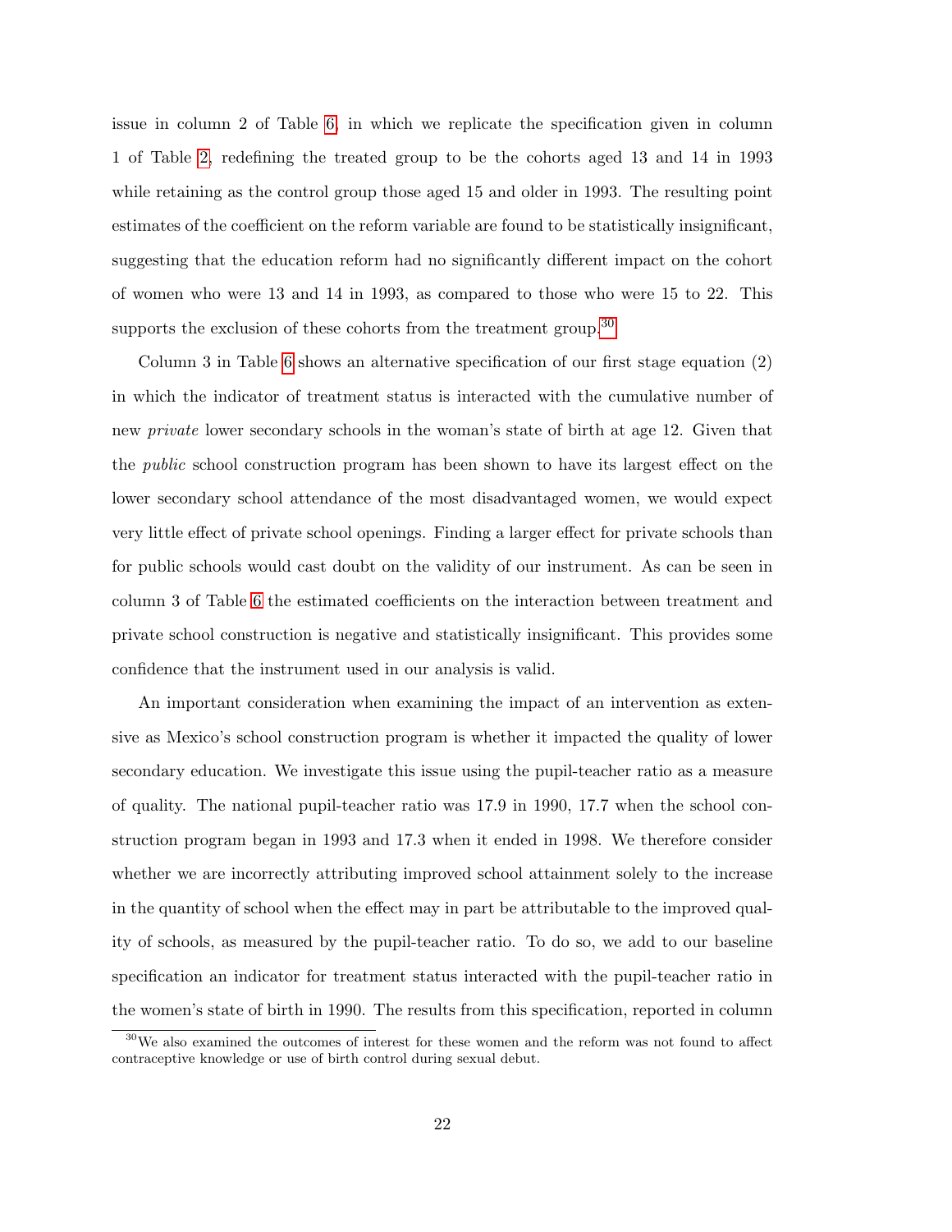issue in column 2 of Table 6, in which we replicate the specification given in column 1 of Table 2, redefining the treated group to be the cohorts aged 13 and 14 in 1993 while retaining as the control group those aged 15 and older in 1993. The resulting point estimates of the coefficient on the reform variable are found to be statistically insignificant, suggesting that the education reform had no significantly different impact on the cohort of women who were 13 and 14 in 1993, as compared to those who were 15 to 22. This supports the exclusion of these cohorts from the treatment group.[30]

Column 3 in Table 6 shows an alternative specification of our first stage equation (2) in which the indicator of treatment status is interacted with the cumulative number of new *private* lower secondary schools in the woman's state of birth at age 12. Given that the *public* school construction program has been shown to have its largest effect on the lower secondary school attendance of the most disadvantaged women, we would expect very little effect of private school openings. Finding a larger effect for private schools than for public schools would cast doubt on the validity of our instrument. As can be seen in column 3 of Table 6 the estimated coefficients on the interaction between treatment and private school construction is negative and statistically insignificant. This provides some confidence that the instrument used in our analysis is valid.

An important consideration when examining the impact of an intervention as extensive as Mexico's school construction program is whether it impacted the quality of lower secondary education. We investigate this issue using the pupil-teacher ratio as a measure of quality. The national pupil-teacher ratio was 17.9 in 1990, 17.7 when the school construction program began in 1993 and 17.3 when it ended in 1998. We therefore consider whether we are incorrectly attributing improved school attainment solely to the increase in the quantity of school when the effect may in part be attributable to the improved quality of schools, as measured by the pupil-teacher ratio. To do so, we add to our baseline specification an indicator for treatment status interacted with the pupil-teacher ratio in the women's state of birth in 1990. The results from this specification, reported in column

[30] We also examined the outcomes of interest for these women and the reform was not found to affect contraceptive knowledge or use of birth control during sexual debut.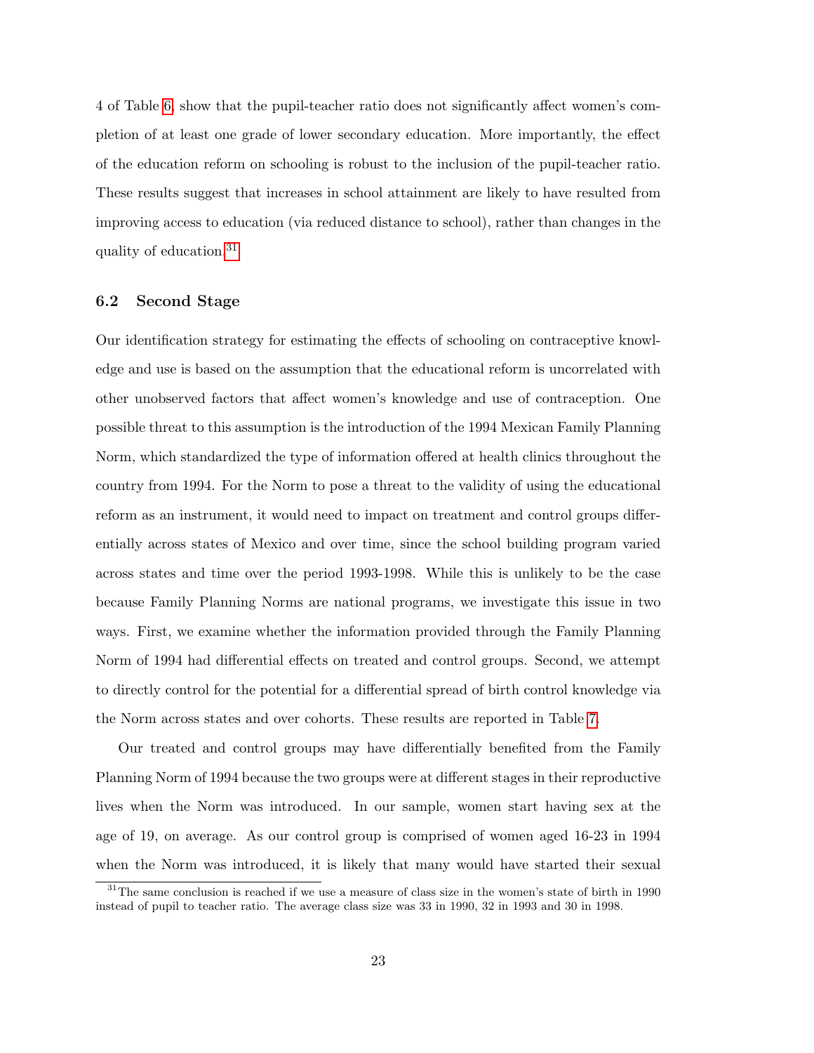4 of Table 6, show that the pupil-teacher ratio does not significantly affect women's completion of at least one grade of lower secondary education. More importantly, the effect of the education reform on schooling is robust to the inclusion of the pupil-teacher ratio. These results suggest that increases in school attainment are likely to have resulted from improving access to education (via reduced distance to school), rather than changes in the quality of education.[31]

### 6.2 Second Stage

Our identification strategy for estimating the effects of schooling on contraceptive knowledge and use is based on the assumption that the educational reform is uncorrelated with other unobserved factors that affect women's knowledge and use of contraception. One possible threat to this assumption is the introduction of the 1994 Mexican Family Planning Norm, which standardized the type of information offered at health clinics throughout the country from 1994. For the Norm to pose a threat to the validity of using the educational reform as an instrument, it would need to impact on treatment and control groups differentially across states of Mexico and over time, since the school building program varied across states and time over the period 1993-1998. While this is unlikely to be the case because Family Planning Norms are national programs, we investigate this issue in two ways. First, we examine whether the information provided through the Family Planning Norm of 1994 had differential effects on treated and control groups. Second, we attempt to directly control for the potential for a differential spread of birth control knowledge via the Norm across states and over cohorts. These results are reported in Table 7.

Our treated and control groups may have differentially benefited from the Family Planning Norm of 1994 because the two groups were at different stages in their reproductive lives when the Norm was introduced. In our sample, women start having sex at the age of 19, on average. As our control group is comprised of women aged 16-23 in 1994 when the Norm was introduced, it is likely that many would have started their sexual

[31] The same conclusion is reached if we use a measure of class size in the women's state of birth in 1990 instead of pupil to teacher ratio. The average class size was 33 in 1990, 32 in 1993 and 30 in 1998.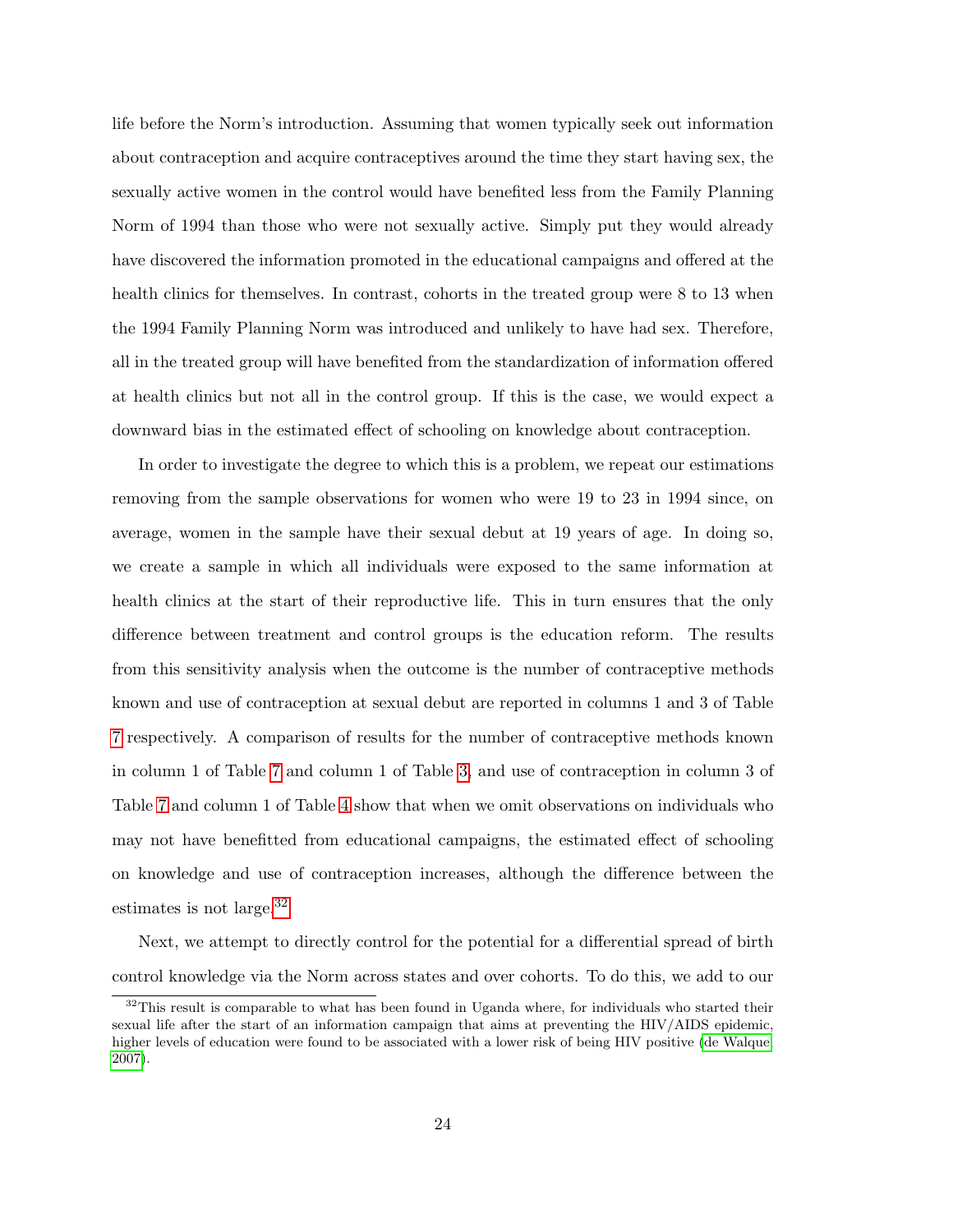life before the Norm's introduction. Assuming that women typically seek out information about contraception and acquire contraceptives around the time they start having sex, the sexually active women in the control would have benefited less from the Family Planning Norm of 1994 than those who were not sexually active. Simply put they would already have discovered the information promoted in the educational campaigns and offered at the health clinics for themselves. In contrast, cohorts in the treated group were 8 to 13 when the 1994 Family Planning Norm was introduced and unlikely to have had sex. Therefore, all in the treated group will have benefited from the standardization of information offered at health clinics but not all in the control group. If this is the case, we would expect a downward bias in the estimated effect of schooling on knowledge about contraception.

In order to investigate the degree to which this is a problem, we repeat our estimations removing from the sample observations for women who were 19 to 23 in 1994 since, on average, women in the sample have their sexual debut at 19 years of age. In doing so, we create a sample in which all individuals were exposed to the same information at health clinics at the start of their reproductive life. This in turn ensures that the only difference between treatment and control groups is the education reform. The results from this sensitivity analysis when the outcome is the number of contraceptive methods known and use of contraception at sexual debut are reported in columns 1 and 3 of Table 7 respectively. A comparison of results for the number of contraceptive methods known in column 1 of Table 7 and column 1 of Table 3, and use of contraception in column 3 of Table 7 and column 1 of Table 4 show that when we omit observations on individuals who may not have benefitted from educational campaigns, the estimated effect of schooling on knowledge and use of contraception increases, although the difference between the estimates is not large.[32]

Next, we attempt to directly control for the potential for a differential spread of birth control knowledge via the Norm across states and over cohorts. To do this, we add to our

[32]This result is comparable to what has been found in Uganda where, for individuals who started their sexual life after the start of an information campaign that aims at preventing the HIV/AIDS epidemic, higher levels of education were found to be associated with a lower risk of being HIV positive (de Walque 2007).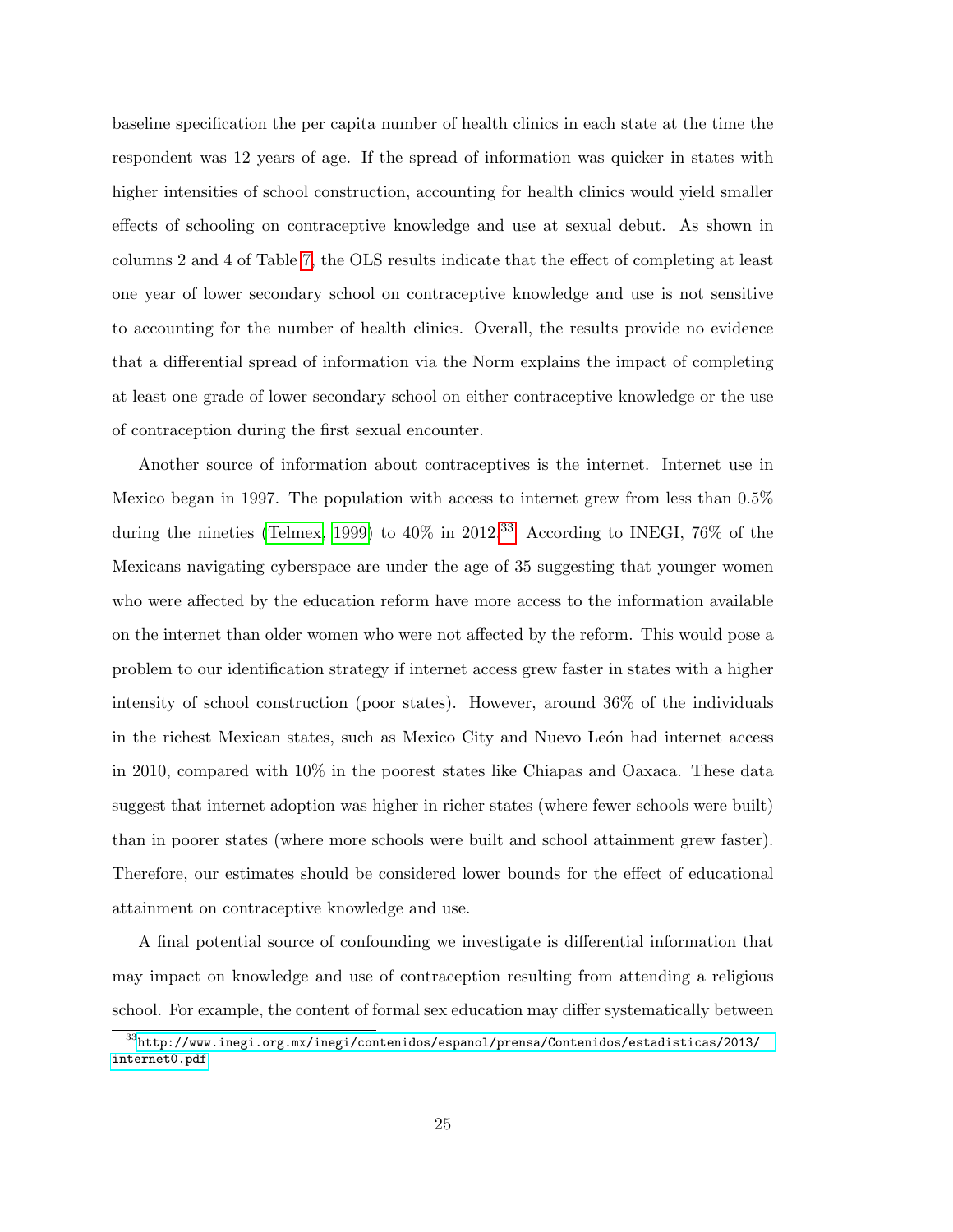baseline specification the per capita number of health clinics in each state at the time the respondent was 12 years of age. If the spread of information was quicker in states with higher intensities of school construction, accounting for health clinics would yield smaller effects of schooling on contraceptive knowledge and use at sexual debut. As shown in columns 2 and 4 of Table 7, the OLS results indicate that the effect of completing at least one year of lower secondary school on contraceptive knowledge and use is not sensitive to accounting for the number of health clinics. Overall, the results provide no evidence that a differential spread of information via the Norm explains the impact of completing at least one grade of lower secondary school on either contraceptive knowledge or the use of contraception during the first sexual encounter.

Another source of information about contraceptives is the internet. Internet use in Mexico began in 1997. The population with access to internet grew from less than 0.5% during the nineties (Telmex, 1999) to 40% in 2012.[33] According to INEGI, 76% of the Mexicans navigating cyberspace are under the age of 35 suggesting that younger women who were affected by the education reform have more access to the information available on the internet than older women who were not affected by the reform. This would pose a problem to our identification strategy if internet access grew faster in states with a higher intensity of school construction (poor states). However, around 36% of the individuals in the richest Mexican states, such as Mexico City and Nuevo León had internet access in 2010, compared with 10% in the poorest states like Chiapas and Oaxaca. These data suggest that internet adoption was higher in richer states (where fewer schools were built) than in poorer states (where more schools were built and school attainment grew faster). Therefore, our estimates should be considered lower bounds for the effect of educational attainment on contraceptive knowledge and use.

A final potential source of confounding we investigate is differential information that may impact on knowledge and use of contraception resulting from attending a religious school. For example, the content of formal sex education may differ systematically between

[33] http://www.inegi.org.mx/inegi/contenidos/espanol/prensa/Contenidos/estadisticas/2013/internet0.pdf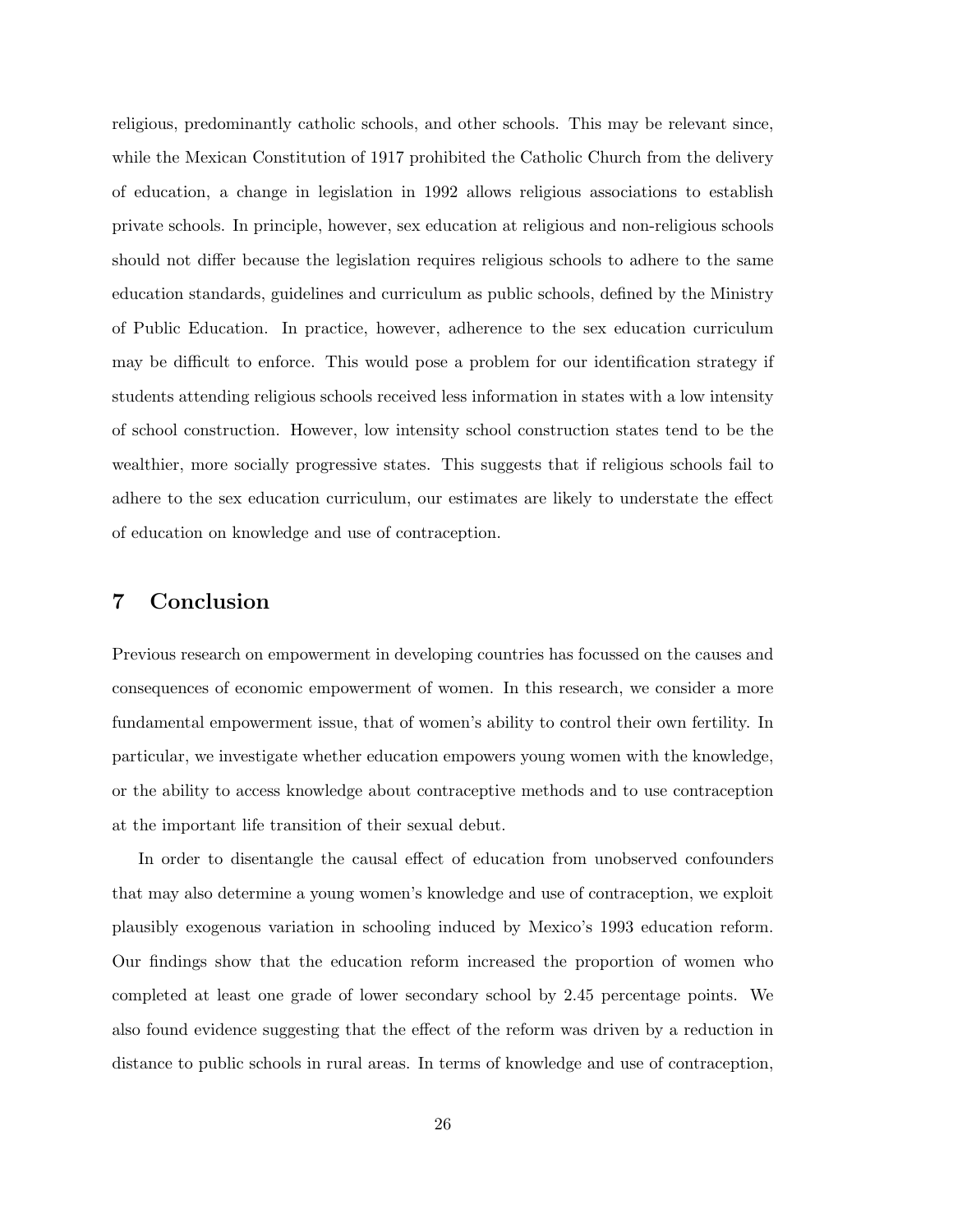religious, predominantly catholic schools, and other schools. This may be relevant since, while the Mexican Constitution of 1917 prohibited the Catholic Church from the delivery of education, a change in legislation in 1992 allows religious associations to establish private schools. In principle, however, sex education at religious and non-religious schools should not differ because the legislation requires religious schools to adhere to the same education standards, guidelines and curriculum as public schools, defined by the Ministry of Public Education. In practice, however, adherence to the sex education curriculum may be difficult to enforce. This would pose a problem for our identification strategy if students attending religious schools received less information in states with a low intensity of school construction. However, low intensity school construction states tend to be the wealthier, more socially progressive states. This suggests that if religious schools fail to adhere to the sex education curriculum, our estimates are likely to understate the effect of education on knowledge and use of contraception.

## 7 Conclusion

Previous research on empowerment in developing countries has focussed on the causes and consequences of economic empowerment of women. In this research, we consider a more fundamental empowerment issue, that of women's ability to control their own fertility. In particular, we investigate whether education empowers young women with the knowledge, or the ability to access knowledge about contraceptive methods and to use contraception at the important life transition of their sexual debut.

In order to disentangle the causal effect of education from unobserved confounders that may also determine a young women's knowledge and use of contraception, we exploit plausibly exogenous variation in schooling induced by Mexico's 1993 education reform. Our findings show that the education reform increased the proportion of women who completed at least one grade of lower secondary school by 2.45 percentage points. We also found evidence suggesting that the effect of the reform was driven by a reduction in distance to public schools in rural areas. In terms of knowledge and use of contraception,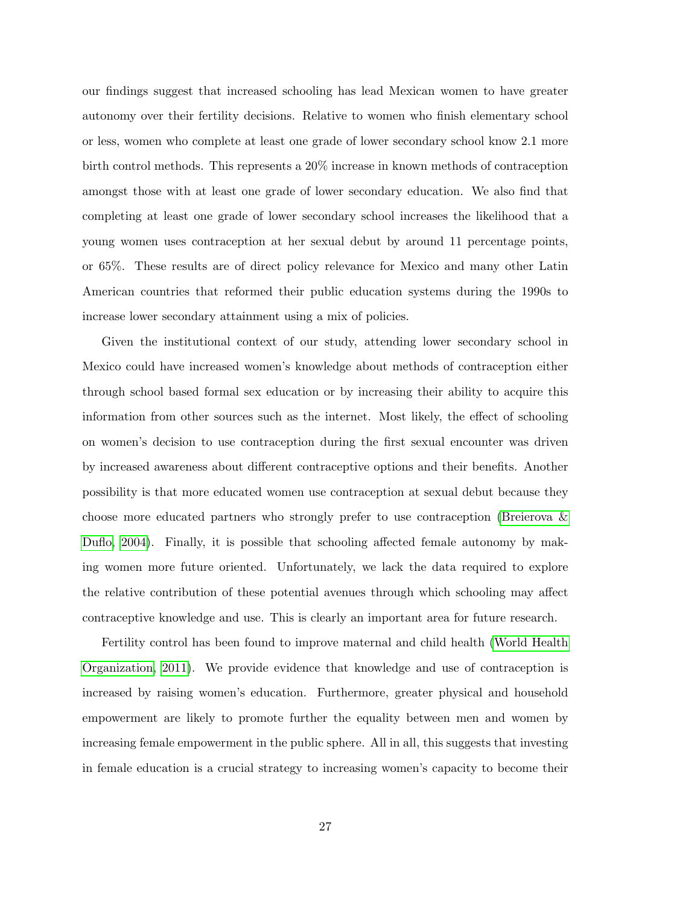our findings suggest that increased schooling has lead Mexican women to have greater autonomy over their fertility decisions. Relative to women who finish elementary school or less, women who complete at least one grade of lower secondary school know 2.1 more birth control methods. This represents a 20% increase in known methods of contraception amongst those with at least one grade of lower secondary education. We also find that completing at least one grade of lower secondary school increases the likelihood that a young women uses contraception at her sexual debut by around 11 percentage points, or 65%. These results are of direct policy relevance for Mexico and many other Latin American countries that reformed their public education systems during the 1990s to increase lower secondary attainment using a mix of policies.

Given the institutional context of our study, attending lower secondary school in Mexico could have increased women's knowledge about methods of contraception either through school based formal sex education or by increasing their ability to acquire this information from other sources such as the internet. Most likely, the effect of schooling on women's decision to use contraception during the first sexual encounter was driven by increased awareness about different contraceptive options and their benefits. Another possibility is that more educated women use contraception at sexual debut because they choose more educated partners who strongly prefer to use contraception (Breierova & Duflo, 2004). Finally, it is possible that schooling affected female autonomy by making women more future oriented. Unfortunately, we lack the data required to explore the relative contribution of these potential avenues through which schooling may affect contraceptive knowledge and use. This is clearly an important area for future research.

Fertility control has been found to improve maternal and child health (World Health Organization, 2011). We provide evidence that knowledge and use of contraception is increased by raising women's education. Furthermore, greater physical and household empowerment are likely to promote further the equality between men and women by increasing female empowerment in the public sphere. All in all, this suggests that investing in female education is a crucial strategy to increasing women's capacity to become their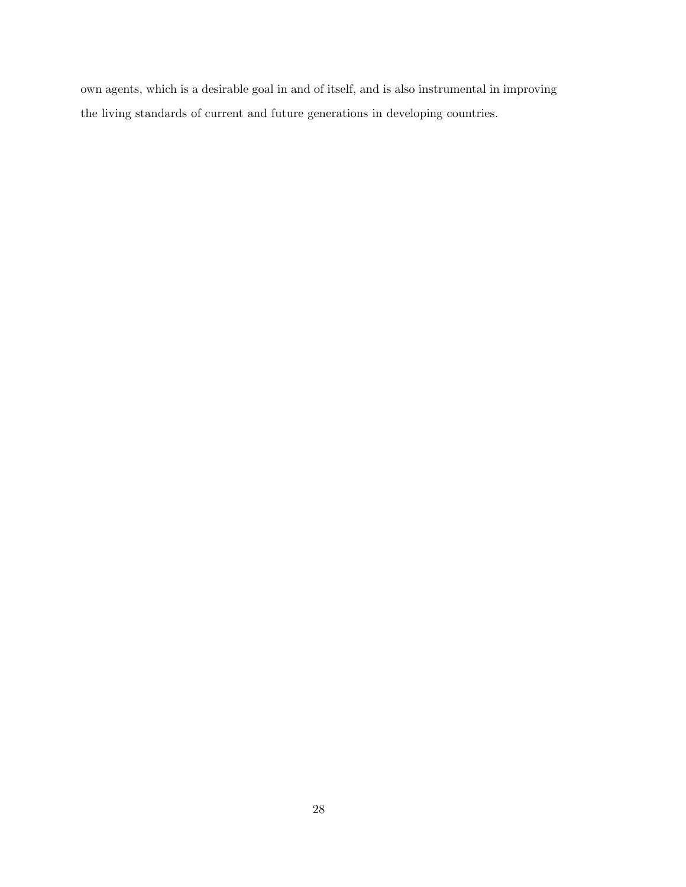own agents, which is a desirable goal in and of itself, and is also instrumental in improving the living standards of current and future generations in developing countries.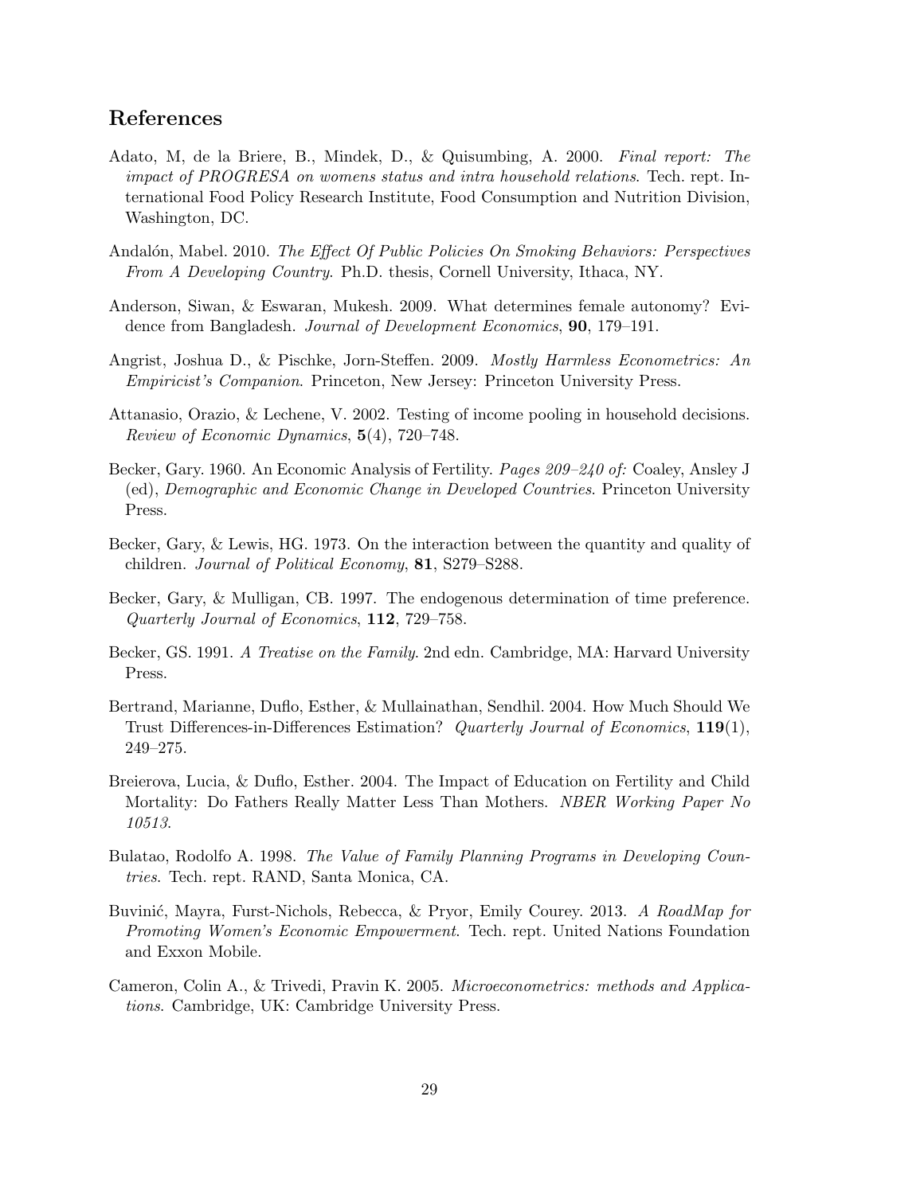## References

Adato, M, de la Briere, B., Mindek, D., & Quisumbing, A. 2000. *Final report: The impact of PROGRESA on womens status and intra household relations*. Tech. rept. International Food Policy Research Institute, Food Consumption and Nutrition Division, Washington, DC.

Andalón, Mabel. 2010. *The Effect Of Public Policies On Smoking Behaviors: Perspectives From A Developing Country*. Ph.D. thesis, Cornell University, Ithaca, NY.

Anderson, Siwan, & Eswaran, Mukesh. 2009. What determines female autonomy? Evidence from Bangladesh. *Journal of Development Economics*, **90**, 179–191.

Angrist, Joshua D., & Pischke, Jorn-Steffen. 2009. *Mostly Harmless Econometrics: An Empiricist's Companion*. Princeton, New Jersey: Princeton University Press.

Attanasio, Orazio, & Lechene, V. 2002. Testing of income pooling in household decisions. *Review of Economic Dynamics*, **5**(4), 720–748.

Becker, Gary. 1960. An Economic Analysis of Fertility. *Pages 209–240 of:* Coaley, Ansley J (ed), *Demographic and Economic Change in Developed Countries*. Princeton University Press.

Becker, Gary, & Lewis, HG. 1973. On the interaction between the quantity and quality of children. *Journal of Political Economy*, **81**, S279–S288.

Becker, Gary, & Mulligan, CB. 1997. The endogenous determination of time preference. *Quarterly Journal of Economics*, **112**, 729–758.

Becker, GS. 1991. *A Treatise on the Family*. 2nd edn. Cambridge, MA: Harvard University Press.

Bertrand, Marianne, Duflo, Esther, & Mullainathan, Sendhil. 2004. How Much Should We Trust Differences-in-Differences Estimation? *Quarterly Journal of Economics*, **119**(1), 249–275.

Breierova, Lucia, & Duflo, Esther. 2004. The Impact of Education on Fertility and Child Mortality: Do Fathers Really Matter Less Than Mothers. *NBER Working Paper No 10513*.

Bulatao, Rodolfo A. 1998. *The Value of Family Planning Programs in Developing Countries*. Tech. rept. RAND, Santa Monica, CA.

Buvinić, Mayra, Furst-Nichols, Rebecca, & Pryor, Emily Courey. 2013. *A RoadMap for Promoting Women's Economic Empowerment*. Tech. rept. United Nations Foundation and Exxon Mobile.

Cameron, Colin A., & Trivedi, Pravin K. 2005. *Microeconometrics: methods and Applications*. Cambridge, UK: Cambridge University Press.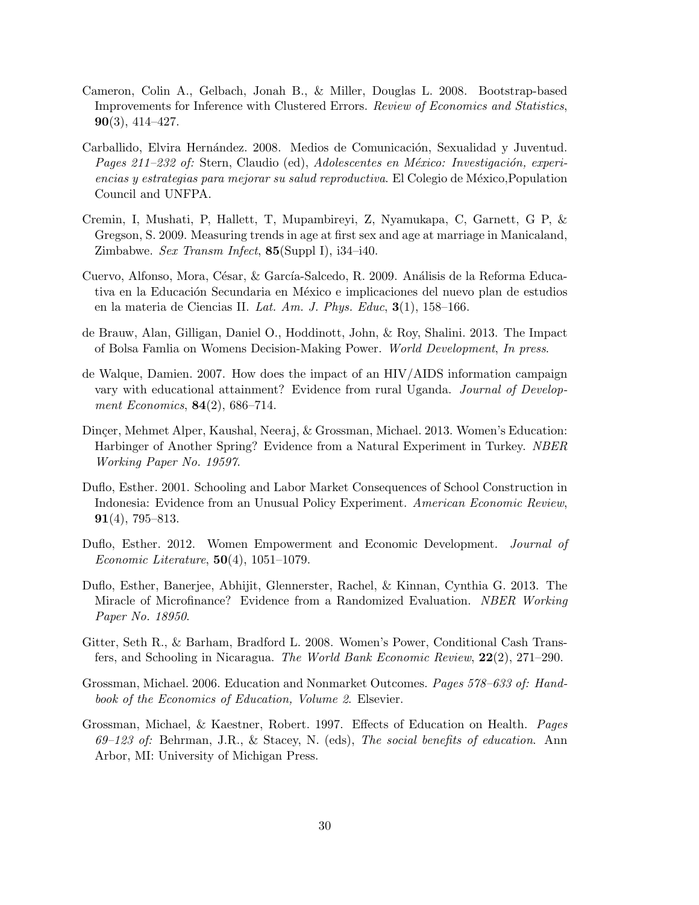Cameron, Colin A., Gelbach, Jonah B., & Miller, Douglas L. 2008. Bootstrap-based Improvements for Inference with Clustered Errors. *Review of Economics and Statistics*, **90**(3), 414–427.

Carballido, Elvira Hernández. 2008. Medios de Comunicación, Sexualidad y Juventud. *Pages 211–232 of:* Stern, Claudio (ed), *Adolescentes en México: Investigación, experiencias y estrategias para mejorar su salud reproductiva*. El Colegio de México,Population Council and UNFPA.

Cremin, I, Mushati, P, Hallett, T, Mupambireyi, Z, Nyamukapa, C, Garnett, G P, & Gregson, S. 2009. Measuring trends in age at first sex and age at marriage in Manicaland, Zimbabwe. *Sex Transm Infect*, **85**(Suppl I), i34–i40.

Cuervo, Alfonso, Mora, César, & García-Salcedo, R. 2009. Análisis de la Reforma Educativa en la Educación Secundaria en México e implicaciones del nuevo plan de estudios en la materia de Ciencias II. *Lat. Am. J. Phys. Educ*, **3**(1), 158–166.

de Brauw, Alan, Gilligan, Daniel O., Hoddinott, John, & Roy, Shalini. 2013. The Impact of Bolsa Famlia on Womens Decision-Making Power. *World Development*, *In press*.

de Walque, Damien. 2007. How does the impact of an HIV/AIDS information campaign vary with educational attainment? Evidence from rural Uganda. *Journal of Development Economics*, **84**(2), 686–714.

Dinçer, Mehmet Alper, Kaushal, Neeraj, & Grossman, Michael. 2013. Women's Education: Harbinger of Another Spring? Evidence from a Natural Experiment in Turkey. *NBER Working Paper No. 19597*.

Duflo, Esther. 2001. Schooling and Labor Market Consequences of School Construction in Indonesia: Evidence from an Unusual Policy Experiment. *American Economic Review*, **91**(4), 795–813.

Duflo, Esther. 2012. Women Empowerment and Economic Development. *Journal of Economic Literature*, **50**(4), 1051–1079.

Duflo, Esther, Banerjee, Abhijit, Glennerster, Rachel, & Kinnan, Cynthia G. 2013. The Miracle of Microfinance? Evidence from a Randomized Evaluation. *NBER Working Paper No. 18950*.

Gitter, Seth R., & Barham, Bradford L. 2008. Women's Power, Conditional Cash Transfers, and Schooling in Nicaragua. *The World Bank Economic Review*, **22**(2), 271–290.

Grossman, Michael. 2006. Education and Nonmarket Outcomes. *Pages 578–633 of: Handbook of the Economics of Education, Volume 2*. Elsevier.

Grossman, Michael, & Kaestner, Robert. 1997. Effects of Education on Health. *Pages 69–123 of:* Behrman, J.R., & Stacey, N. (eds), *The social benefits of education*. Ann Arbor, MI: University of Michigan Press.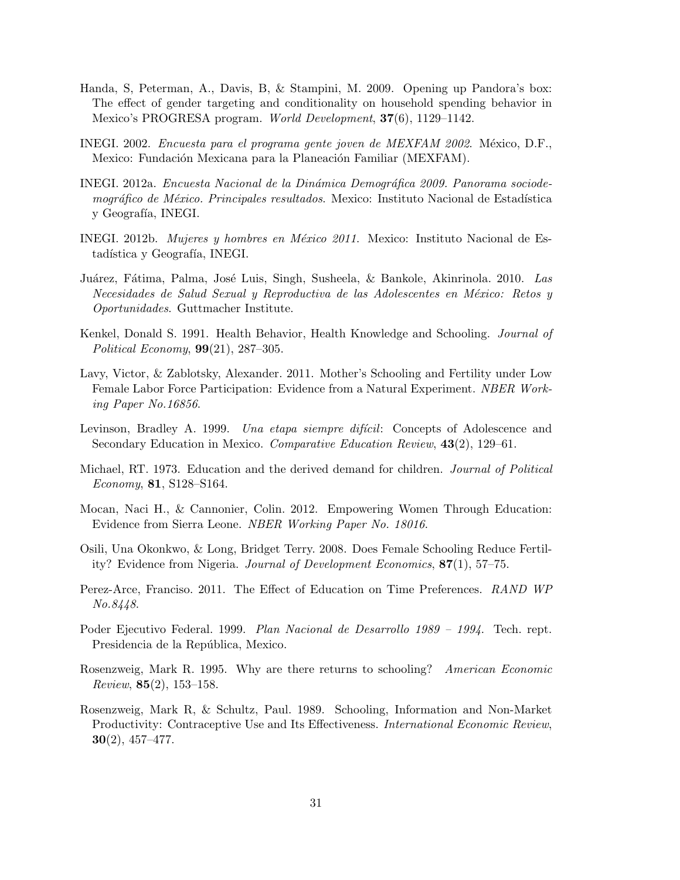Handa, S, Peterman, A., Davis, B, & Stampini, M. 2009. Opening up Pandora's box: The effect of gender targeting and conditionality on household spending behavior in Mexico's PROGRESA program. *World Development*, **37**(6), 1129–1142.

INEGI. 2002. *Encuesta para el programa gente joven de MEXFAM 2002*. México, D.F., Mexico: Fundación Mexicana para la Planeación Familiar (MEXFAM).

INEGI. 2012a. *Encuesta Nacional de la Dinámica Demográfica 2009. Panorama sociodemográfico de México. Principales resultados*. Mexico: Instituto Nacional de Estadística y Geografía, INEGI.

INEGI. 2012b. *Mujeres y hombres en México 2011*. Mexico: Instituto Nacional de Estadística y Geografía, INEGI.

Juárez, Fátima, Palma, José Luis, Singh, Susheela, & Bankole, Akinrinola. 2010. *Las Necesidades de Salud Sexual y Reproductiva de las Adolescentes en México: Retos y Oportunidades*. Guttmacher Institute.

Kenkel, Donald S. 1991. Health Behavior, Health Knowledge and Schooling. *Journal of Political Economy*, **99**(21), 287–305.

Lavy, Victor, & Zablotsky, Alexander. 2011. Mother's Schooling and Fertility under Low Female Labor Force Participation: Evidence from a Natural Experiment. *NBER Working Paper No.16856*.

Levinson, Bradley A. 1999. *Una etapa siempre difícil*: Concepts of Adolescence and Secondary Education in Mexico. *Comparative Education Review*, **43**(2), 129–61.

Michael, RT. 1973. Education and the derived demand for children. *Journal of Political Economy*, **81**, S128–S164.

Mocan, Naci H., & Cannonier, Colin. 2012. Empowering Women Through Education: Evidence from Sierra Leone. *NBER Working Paper No. 18016*.

Osili, Una Okonkwo, & Long, Bridget Terry. 2008. Does Female Schooling Reduce Fertility? Evidence from Nigeria. *Journal of Development Economics*, **87**(1), 57–75.

Perez-Arce, Franciso. 2011. The Effect of Education on Time Preferences. *RAND WP No.8448*.

Poder Ejecutivo Federal. 1999. *Plan Nacional de Desarrollo 1989 – 1994*. Tech. rept. Presidencia de la República, Mexico.

Rosenzweig, Mark R. 1995. Why are there returns to schooling? *American Economic Review*, **85**(2), 153–158.

Rosenzweig, Mark R, & Schultz, Paul. 1989. Schooling, Information and Non-Market Productivity: Contraceptive Use and Its Effectiveness. *International Economic Review*, **30**(2), 457–477.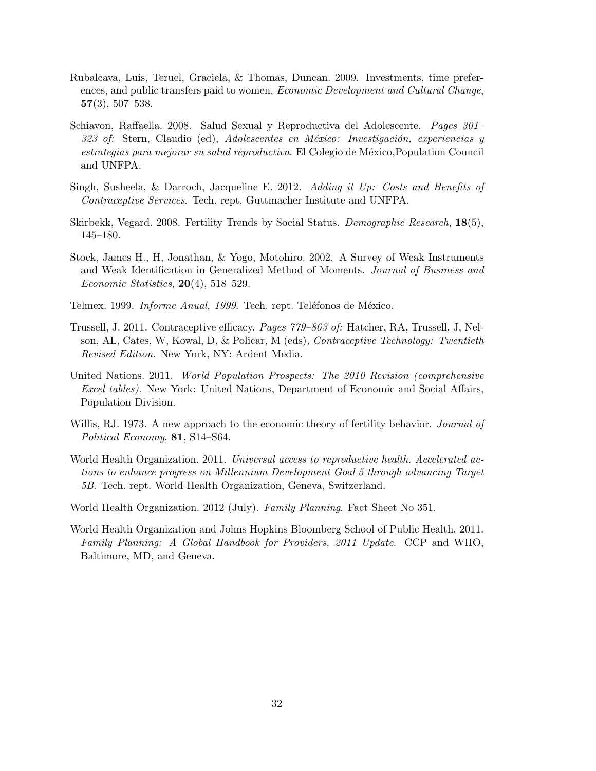Rubalcava, Luis, Teruel, Graciela, & Thomas, Duncan. 2009. Investments, time preferences, and public transfers paid to women. *Economic Development and Cultural Change*, **57**(3), 507–538.

Schiavon, Raffaella. 2008. Salud Sexual y Reproductiva del Adolescente. *Pages 301–323 of:* Stern, Claudio (ed), *Adolescentes en México: Investigación, experiencias y estrategias para mejorar su salud reproductiva*. El Colegio de México,Population Council and UNFPA.

Singh, Susheela, & Darroch, Jacqueline E. 2012. *Adding it Up: Costs and Benefits of Contraceptive Services*. Tech. rept. Guttmacher Institute and UNFPA.

Skirbekk, Vegard. 2008. Fertility Trends by Social Status. *Demographic Research*, **18**(5), 145–180.

Stock, James H., H, Jonathan, & Yogo, Motohiro. 2002. A Survey of Weak Instruments and Weak Identification in Generalized Method of Moments. *Journal of Business and Economic Statistics*, **20**(4), 518–529.

Telmex. 1999. *Informe Anual, 1999*. Tech. rept. Teléfonos de México.

Trussell, J. 2011. Contraceptive efficacy. *Pages 779–863 of:* Hatcher, RA, Trussell, J, Nelson, AL, Cates, W, Kowal, D, & Policar, M (eds), *Contraceptive Technology: Twentieth Revised Edition*. New York, NY: Ardent Media.

United Nations. 2011. *World Population Prospects: The 2010 Revision (comprehensive Excel tables)*. New York: United Nations, Department of Economic and Social Affairs, Population Division.

Willis, RJ. 1973. A new approach to the economic theory of fertility behavior. *Journal of Political Economy*, **81**, S14–S64.

World Health Organization. 2011. *Universal access to reproductive health. Accelerated actions to enhance progress on Millennium Development Goal 5 through advancing Target 5B*. Tech. rept. World Health Organization, Geneva, Switzerland.

World Health Organization. 2012 (July). *Family Planning*. Fact Sheet No 351.

World Health Organization and Johns Hopkins Bloomberg School of Public Health. 2011. *Family Planning: A Global Handbook for Providers, 2011 Update*. CCP and WHO, Baltimore, MD, and Geneva.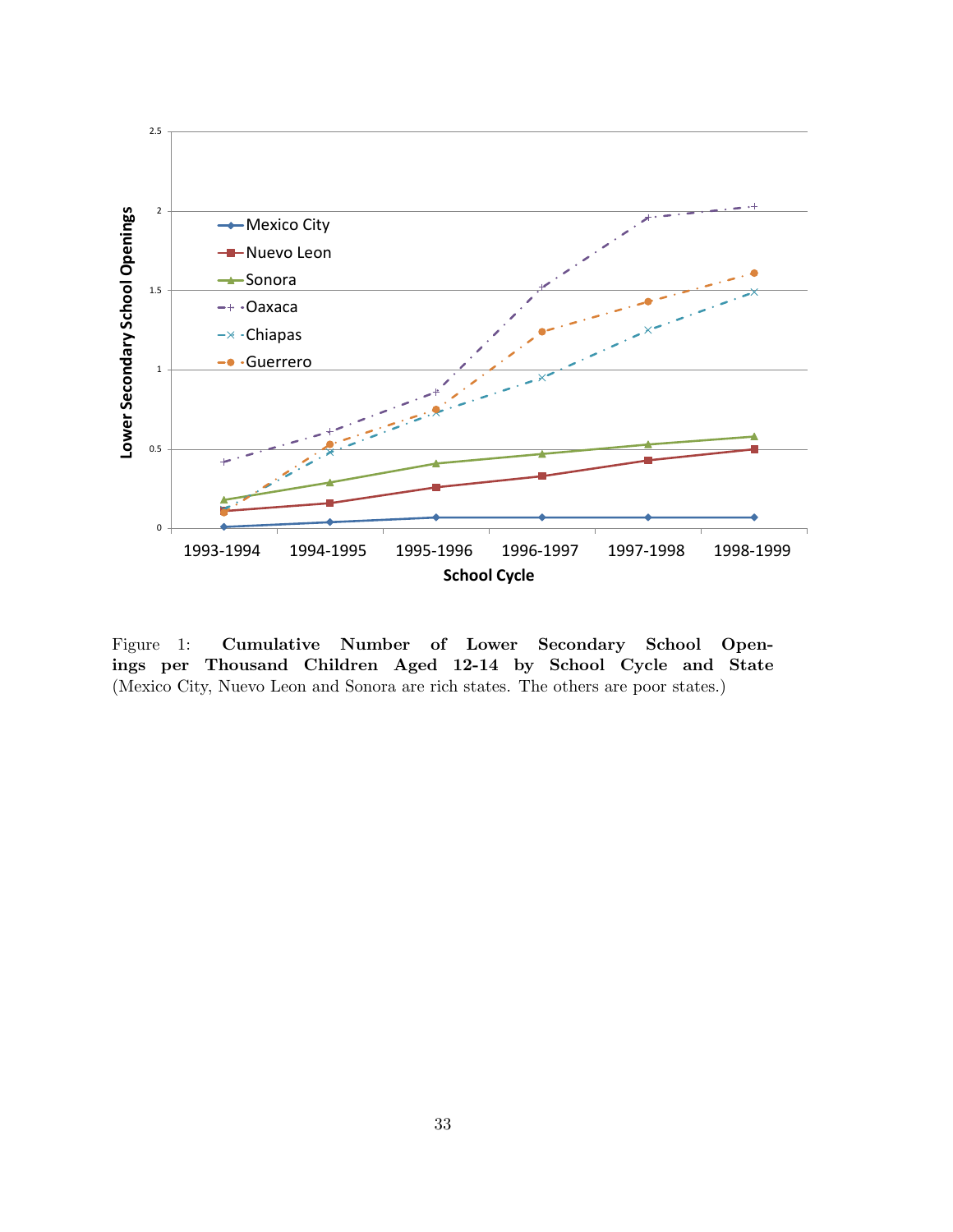Figure 1: **Cumulative Number of Lower Secondary School Openings per Thousand Children Aged 12-14 by School Cycle and State** (Mexico City, Nuevo Leon and Sonora are rich states. The others are poor states.)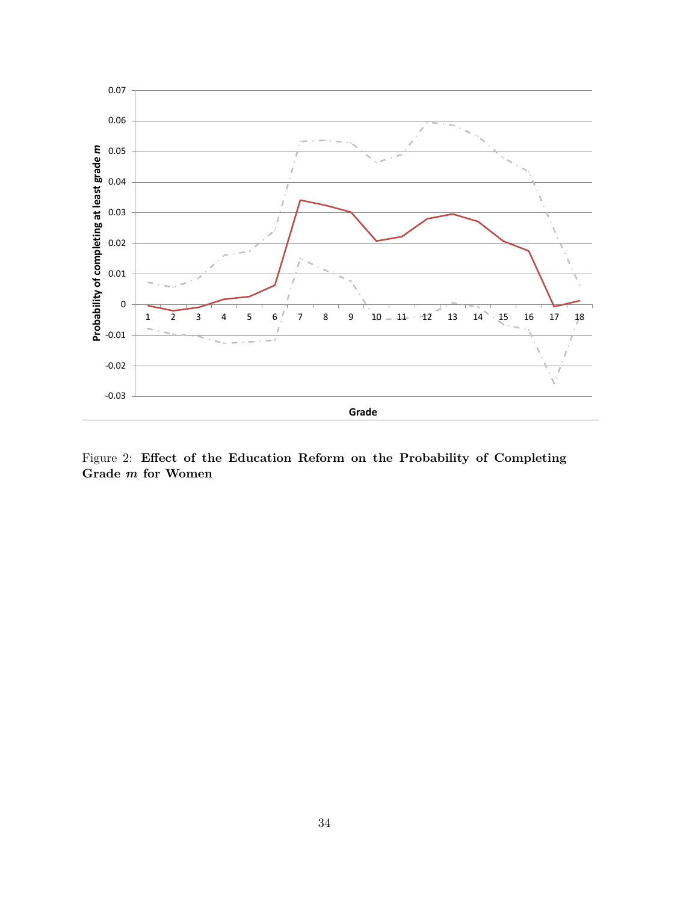Figure 2: **Effect of the Education Reform on the Probability of Completing Grade $m$ for Women**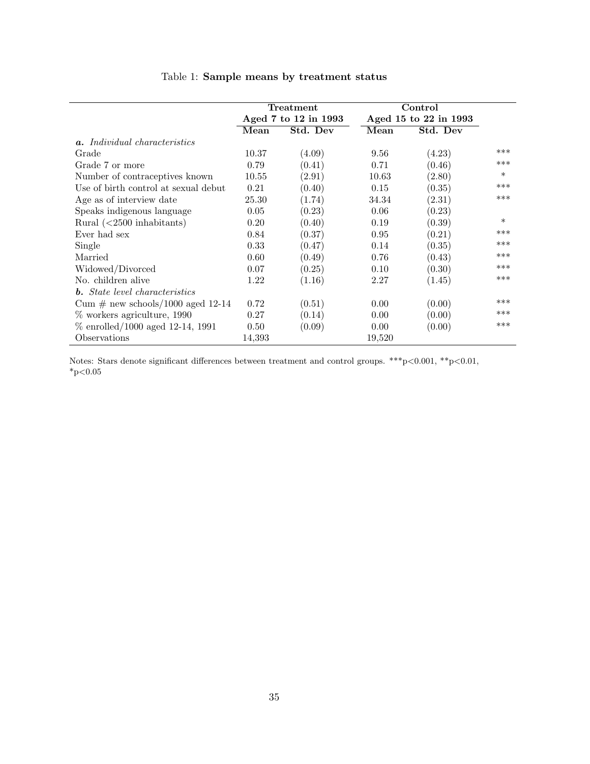Table 1: **Sample means by treatment status**

| | **Treatment** | | **Control** | | |
|---|---|---|---|---|---|
| | **Aged 7 to 12 in 1993** | | **Aged 15 to 22 in 1993** | | |
| | **Mean** | **Std. Dev** | **Mean** | **Std. Dev** | |
| ***a.*** *Individual characteristics* | | | | | |
| Grade | 10.37 | (4.09) | 9.56 | (4.23) | *** |
| Grade 7 or more | 0.79 | (0.41) | 0.71 | (0.46) | *** |
| Number of contraceptives known | 10.55 | (2.91) | 10.63 | (2.80) | * |
| Use of birth control at sexual debut | 0.21 | (0.40) | 0.15 | (0.35) | *** |
| Age as of interview date | 25.30 | (1.74) | 34.34 | (2.31) | *** |
| Speaks indigenous language | 0.05 | (0.23) | 0.06 | (0.23) | |
| Rural (<2500 inhabitants) | 0.20 | (0.40) | 0.19 | (0.39) | * |
| Ever had sex | 0.84 | (0.37) | 0.95 | (0.21) | *** |
| Single | 0.33 | (0.47) | 0.14 | (0.35) | *** |
| Married | 0.60 | (0.49) | 0.76 | (0.43) | *** |
| Widowed/Divorced | 0.07 | (0.25) | 0.10 | (0.30) | *** |
| No. children alive | 1.22 | (1.16) | 2.27 | (1.45) | *** |
| ***b.*** *State level characteristics* | | | | | |
| Cum # new schools/1000 aged 12-14 | 0.72 | (0.51) | 0.00 | (0.00) | *** |
| % workers agriculture, 1990 | 0.27 | (0.14) | 0.00 | (0.00) | *** |
| % enrolled/1000 aged 12-14, 1991 | 0.50 | (0.09) | 0.00 | (0.00) | *** |
| Observations | 14,393 | | 19,520 | | |

Notes: Stars denote significant differences between treatment and control groups. ***p<0.001, **p<0.01, *p<0.05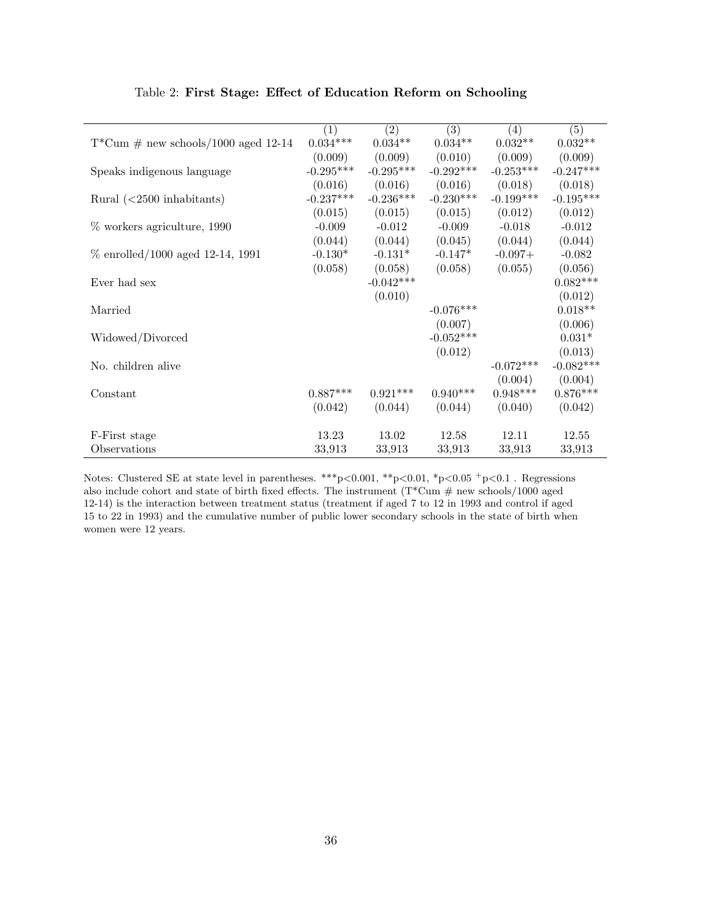Table 2: **First Stage: Effect of Education Reform on Schooling**

| | (1) | (2) | (3) | (4) | (5) |
|---|---|---|---|---|---|
| T*Cum # new schools/1000 aged 12-14 | 0.034*** | 0.034** | 0.034** | 0.032** | 0.032** |
| | (0.009) | (0.009) | (0.010) | (0.009) | (0.009) |
| Speaks indigenous language | -0.295*** | -0.295*** | -0.292*** | -0.253*** | -0.247*** |
| | (0.016) | (0.016) | (0.016) | (0.018) | (0.018) |
| Rural (<2500 inhabitants) | -0.237*** | -0.236*** | -0.230*** | -0.199*** | -0.195*** |
| | (0.015) | (0.015) | (0.015) | (0.012) | (0.012) |
| % workers agriculture, 1990 | -0.009 | -0.012 | -0.009 | -0.018 | -0.012 |
| | (0.044) | (0.044) | (0.045) | (0.044) | (0.044) |
| % enrolled/1000 aged 12-14, 1991 | -0.130* | -0.131* | -0.147* | -0.097+ | -0.082 |
| | (0.058) | (0.058) | (0.058) | (0.055) | (0.056) |
| Ever had sex | | -0.042*** | | | 0.082*** |
| | | (0.010) | | | (0.012) |
| Married | | | -0.076*** | | 0.018** |
| | | | (0.007) | | (0.006) |
| Widowed/Divorced | | | -0.052*** | | 0.031* |
| | | | (0.012) | | (0.013) |
| No. children alive | | | | -0.072*** | -0.082*** |
| | | | | (0.004) | (0.004) |
| Constant | 0.887*** | 0.921*** | 0.940*** | 0.948*** | 0.876*** |
| | (0.042) | (0.044) | (0.044) | (0.040) | (0.042) |
| F-First stage | 13.23 | 13.02 | 12.58 | 12.11 | 12.55 |
| Observations | 33,913 | 33,913 | 33,913 | 33,913 | 33,913 |

Notes: Clustered SE at state level in parentheses. ***p<0.001, **p<0.01, *p<0.05 +p<0.1 . Regressions also include cohort and state of birth fixed effects. The instrument (T*Cum # new schools/1000 aged 12-14) is the interaction between treatment status (treatment if aged 7 to 12 in 1993 and control if aged 15 to 22 in 1993) and the cumulative number of public lower secondary schools in the state of birth when women were 12 years.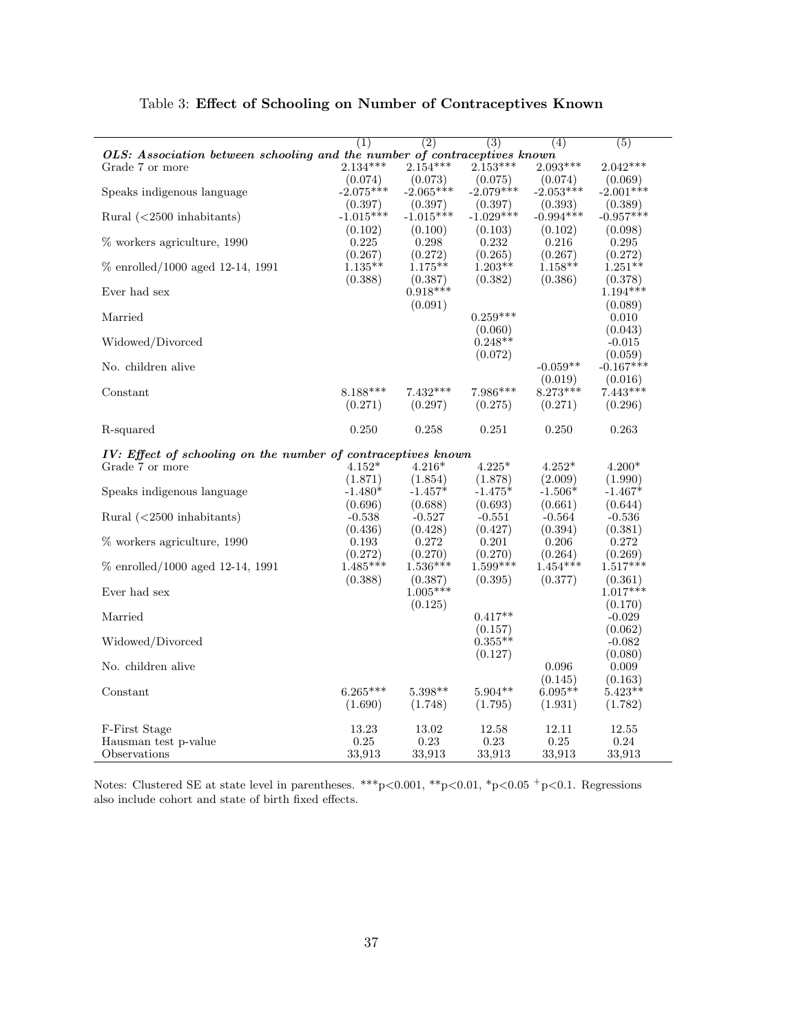Table 3: **Effect of Schooling on Number of Contraceptives Known**

| | (1) | (2) | (3) | (4) | (5) |
|---|---|---|---|---|---|
| ***OLS: Association between schooling and the number of contraceptives known*** | | | | | |
| Grade 7 or more | 2.134*** | 2.154*** | 2.153*** | 2.093*** | 2.042*** |
| | (0.074) | (0.073) | (0.075) | (0.074) | (0.069) |
| Speaks indigenous language | -2.075*** | -2.065*** | -2.079*** | -2.053*** | -2.001*** |
| | (0.397) | (0.397) | (0.397) | (0.393) | (0.389) |
| Rural (<2500 inhabitants) | -1.015*** | -1.015*** | -1.029*** | -0.994*** | -0.957*** |
| | (0.102) | (0.100) | (0.103) | (0.102) | (0.098) |
| % workers agriculture, 1990 | 0.225 | 0.298 | 0.232 | 0.216 | 0.295 |
| | (0.267) | (0.272) | (0.265) | (0.267) | (0.272) |
| % enrolled/1000 aged 12-14, 1991 | 1.135** | 1.175** | 1.203** | 1.158** | 1.251** |
| | (0.388) | (0.387) | (0.382) | (0.386) | (0.378) |
| Ever had sex | | 0.918*** | | | 1.194*** |
| | | (0.091) | | | (0.089) |
| Married | | | 0.259*** | | 0.010 |
| | | | (0.060) | | (0.043) |
| Widowed/Divorced | | | 0.248** | | -0.015 |
| | | | (0.072) | | (0.059) |
| No. children alive | | | | -0.059** | -0.167*** |
| | | | | (0.019) | (0.016) |
| Constant | 8.188*** | 7.432*** | 7.986*** | 8.273*** | 7.443*** |
| | (0.271) | (0.297) | (0.275) | (0.271) | (0.296) |
| R-squared | 0.250 | 0.258 | 0.251 | 0.250 | 0.263 |
| ***IV: Effect of schooling on the number of contraceptives known*** | | | | | |
| Grade 7 or more | 4.152* | 4.216* | 4.225* | 4.252* | 4.200* |
| | (1.871) | (1.854) | (1.878) | (2.009) | (1.990) |
| Speaks indigenous language | -1.480* | -1.457* | -1.475* | -1.506* | -1.467* |
| | (0.696) | (0.688) | (0.693) | (0.661) | (0.644) |
| Rural (<2500 inhabitants) | -0.538 | -0.527 | -0.551 | -0.564 | -0.536 |
| | (0.436) | (0.428) | (0.427) | (0.394) | (0.381) |
| % workers agriculture, 1990 | 0.193 | 0.272 | 0.201 | 0.206 | 0.272 |
| | (0.272) | (0.270) | (0.270) | (0.264) | (0.269) |
| % enrolled/1000 aged 12-14, 1991 | 1.485*** | 1.536*** | 1.599*** | 1.454*** | 1.517*** |
| | (0.388) | (0.387) | (0.395) | (0.377) | (0.361) |
| Ever had sex | | 1.005*** | | | 1.017*** |
| | | (0.125) | | | (0.170) |
| Married | | | 0.417** | | -0.029 |
| | | | (0.157) | | (0.062) |
| Widowed/Divorced | | | 0.355** | | -0.082 |
| | | | (0.127) | | (0.080) |
| No. children alive | | | | 0.096 | 0.009 |
| | | | | (0.145) | (0.163) |
| Constant | 6.265*** | 5.398** | 5.904** | 6.095** | 5.423** |
| | (1.690) | (1.748) | (1.795) | (1.931) | (1.782) |
| F-First Stage | 13.23 | 13.02 | 12.58 | 12.11 | 12.55 |
| Hausman test p-value | 0.25 | 0.23 | 0.23 | 0.25 | 0.24 |
| Observations | 33,913 | 33,913 | 33,913 | 33,913 | 33,913 |

Notes: Clustered SE at state level in parentheses. ***p<0.001, **p<0.01, *p<0.05 $^{+}$p<0.1. Regressions also include cohort and state of birth fixed effects.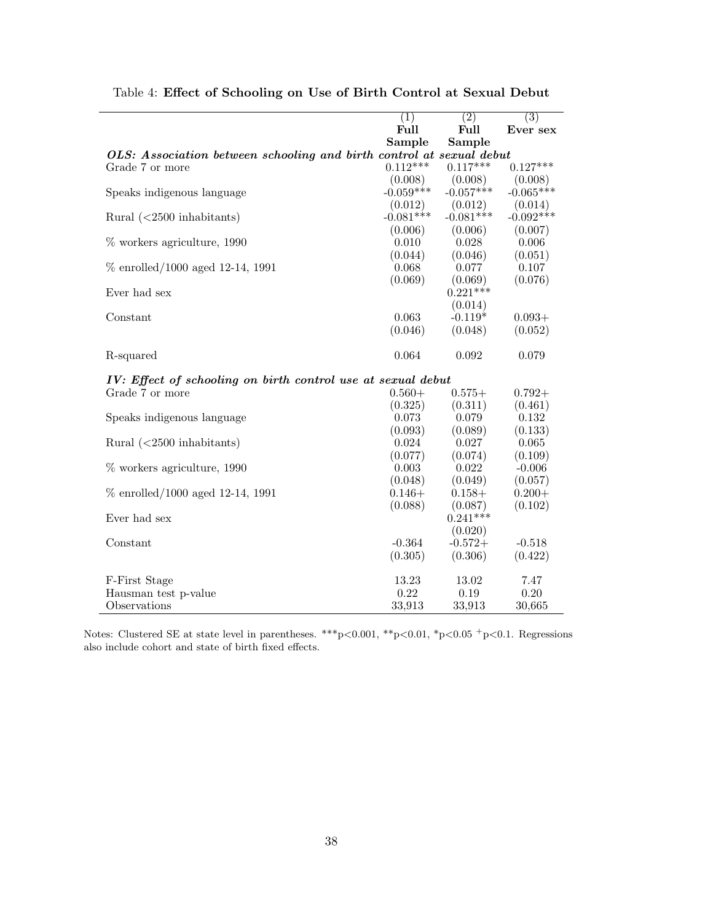Table 4: **Effect of Schooling on Use of Birth Control at Sexual Debut**

| | (1) | (2) | (3) |
|---|---|---|---|
| | **Full Sample** | **Full Sample** | **Ever sex** |
| ***OLS: Association between schooling and birth control at sexual debut*** | | | |
| Grade 7 or more | 0.112*** | 0.117*** | 0.127*** |
| | (0.008) | (0.008) | (0.008) |
| Speaks indigenous language | -0.059*** | -0.057*** | -0.065*** |
| | (0.012) | (0.012) | (0.014) |
| Rural (<2500 inhabitants) | -0.081*** | -0.081*** | -0.092*** |
| | (0.006) | (0.006) | (0.007) |
| % workers agriculture, 1990 | 0.010 | 0.028 | 0.006 |
| | (0.044) | (0.046) | (0.051) |
| % enrolled/1000 aged 12-14, 1991 | 0.068 | 0.077 | 0.107 |
| | (0.069) | (0.069) | (0.076) |
| Ever had sex | | 0.221*** | |
| | | (0.014) | |
| Constant | 0.063 | -0.119* | 0.093+ |
| | (0.046) | (0.048) | (0.052) |
| R-squared | 0.064 | 0.092 | 0.079 |
| ***IV: Effect of schooling on birth control use at sexual debut*** | | | |
| Grade 7 or more | 0.560+ | 0.575+ | 0.792+ |
| | (0.325) | (0.311) | (0.461) |
| Speaks indigenous language | 0.073 | 0.079 | 0.132 |
| | (0.093) | (0.089) | (0.133) |
| Rural (<2500 inhabitants) | 0.024 | 0.027 | 0.065 |
| | (0.077) | (0.074) | (0.109) |
| % workers agriculture, 1990 | 0.003 | 0.022 | -0.006 |
| | (0.048) | (0.049) | (0.057) |
| % enrolled/1000 aged 12-14, 1991 | 0.146+ | 0.158+ | 0.200+ |
| | (0.088) | (0.087) | (0.102) |
| Ever had sex | | 0.241*** | |
| | | (0.020) | |
| Constant | -0.364 | -0.572+ | -0.518 |
| | (0.305) | (0.306) | (0.422) |
| F-First Stage | 13.23 | 13.02 | 7.47 |
| Hausman test p-value | 0.22 | 0.19 | 0.20 |
| Observations | 33,913 | 33,913 | 30,665 |

Notes: Clustered SE at state level in parentheses. ***p<0.001, **p<0.01, *p<0.05 +p<0.1. Regressions also include cohort and state of birth fixed effects.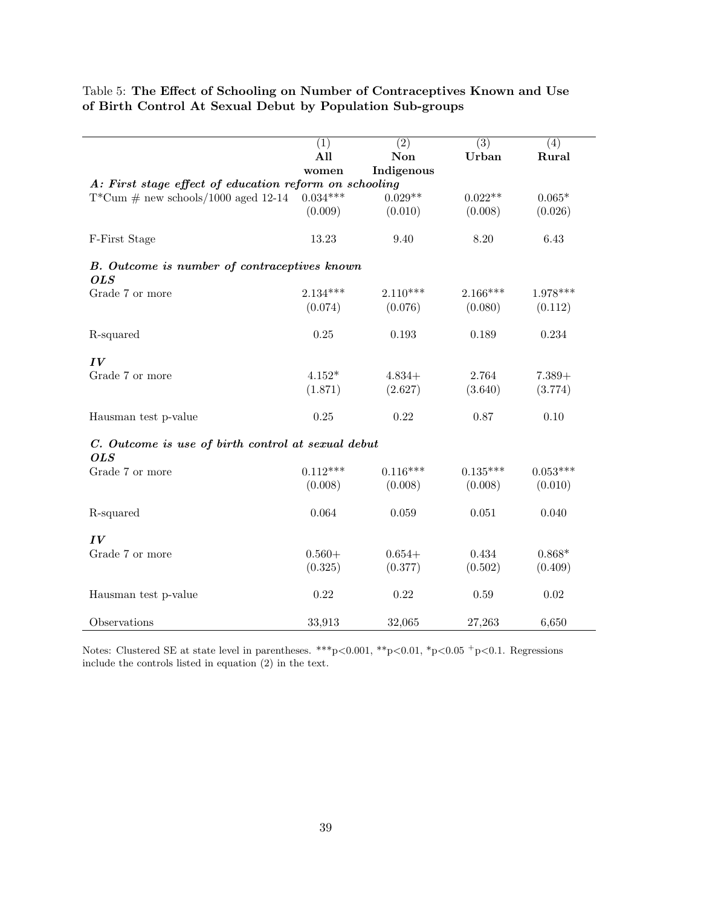Table 5: **The Effect of Schooling on Number of Contraceptives Known and Use of Birth Control At Sexual Debut by Population Sub-groups**

| | (1) | (2) | (3) | (4) |
|---|---|---|---|---|
| | **All women** | **Non Indigenous** | **Urban** | **Rural** |
| ***A: First stage effect of education reform on schooling*** | | | | |
| T*Cum # new schools/1000 aged 12-14 | 0.034*** | 0.029** | 0.022** | 0.065* |
| | (0.009) | (0.010) | (0.008) | (0.026) |
| F-First Stage | 13.23 | 9.40 | 8.20 | 6.43 |
| ***B. Outcome is number of contraceptives known*** | | | | |
| ***OLS*** | | | | |
| Grade 7 or more | 2.134*** | 2.110*** | 2.166*** | 1.978*** |
| | (0.074) | (0.076) | (0.080) | (0.112) |
| R-squared | 0.25 | 0.193 | 0.189 | 0.234 |
| ***IV*** | | | | |
| Grade 7 or more | 4.152* | 4.834+ | 2.764 | 7.389+ |
| | (1.871) | (2.627) | (3.640) | (3.774) |
| Hausman test p-value | 0.25 | 0.22 | 0.87 | 0.10 |
| ***C. Outcome is use of birth control at sexual debut*** | | | | |
| ***OLS*** | | | | |
| Grade 7 or more | 0.112*** | 0.116*** | 0.135*** | 0.053*** |
| | (0.008) | (0.008) | (0.008) | (0.010) |
| R-squared | 0.064 | 0.059 | 0.051 | 0.040 |
| ***IV*** | | | | |
| Grade 7 or more | 0.560+ | 0.654+ | 0.434 | 0.868* |
| | (0.325) | (0.377) | (0.502) | (0.409) |
| Hausman test p-value | 0.22 | 0.22 | 0.59 | 0.02 |
| Observations | 33,913 | 32,065 | 27,263 | 6,650 |

Notes: Clustered SE at state level in parentheses. ***p<0.001, **p<0.01, *p<0.05 +p<0.1. Regressions include the controls listed in equation (2) in the text.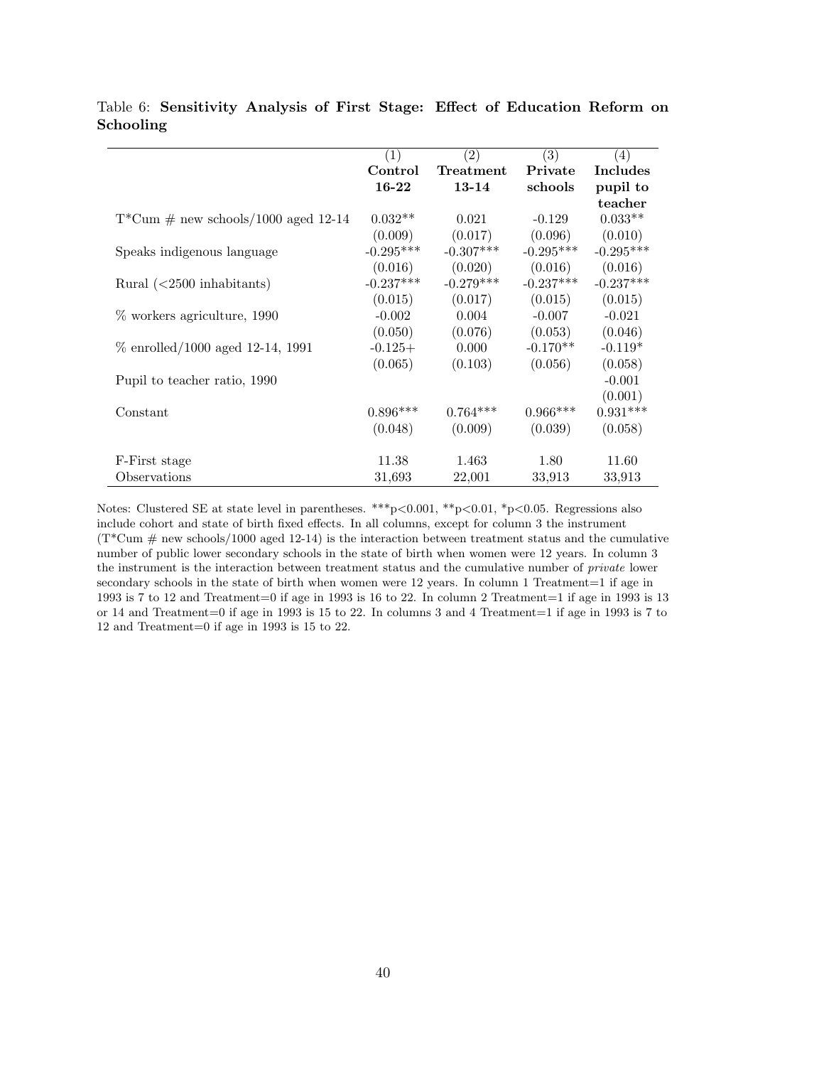Table 6: **Sensitivity Analysis of First Stage: Effect of Education Reform on Schooling**

| | (1) | (2) | (3) | (4) |
|---|---|---|---|---|
| | **Control 16-22** | **Treatment 13-14** | **Private schools** | **Includes pupil to teacher** |
| T*Cum # new schools/1000 aged 12-14 | 0.032** | 0.021 | -0.129 | 0.033** |
| | (0.009) | (0.017) | (0.096) | (0.010) |
| Speaks indigenous language | -0.295*** | -0.307*** | -0.295*** | -0.295*** |
| | (0.016) | (0.020) | (0.016) | (0.016) |
| Rural (<2500 inhabitants) | -0.237*** | -0.279*** | -0.237*** | -0.237*** |
| | (0.015) | (0.017) | (0.015) | (0.015) |
| % workers agriculture, 1990 | -0.002 | 0.004 | -0.007 | -0.021 |
| | (0.050) | (0.076) | (0.053) | (0.046) |
| % enrolled/1000 aged 12-14, 1991 | -0.125+ | 0.000 | -0.170** | -0.119* |
| | (0.065) | (0.103) | (0.056) | (0.058) |
| Pupil to teacher ratio, 1990 | | | | -0.001 |
| | | | | (0.001) |
| Constant | 0.896*** | 0.764*** | 0.966*** | 0.931*** |
| | (0.048) | (0.009) | (0.039) | (0.058) |
| F-First stage | 11.38 | 1.463 | 1.80 | 11.60 |
| Observations | 31,693 | 22,001 | 33,913 | 33,913 |

Notes: Clustered SE at state level in parentheses. ***p<0.001, **p<0.01, *p<0.05. Regressions also include cohort and state of birth fixed effects. In all columns, except for column 3 the instrument (T*Cum # new schools/1000 aged 12-14) is the interaction between treatment status and the cumulative number of public lower secondary schools in the state of birth when women were 12 years. In column 3 the instrument is the interaction between treatment status and the cumulative number of *private* lower secondary schools in the state of birth when women were 12 years. In column 1 Treatment=1 if age in 1993 is 7 to 12 and Treatment=0 if age in 1993 is 16 to 22. In column 2 Treatment=1 if age in 1993 is 13 or 14 and Treatment=0 if age in 1993 is 15 to 22. In columns 3 and 4 Treatment=1 if age in 1993 is 7 to 12 and Treatment=0 if age in 1993 is 15 to 22.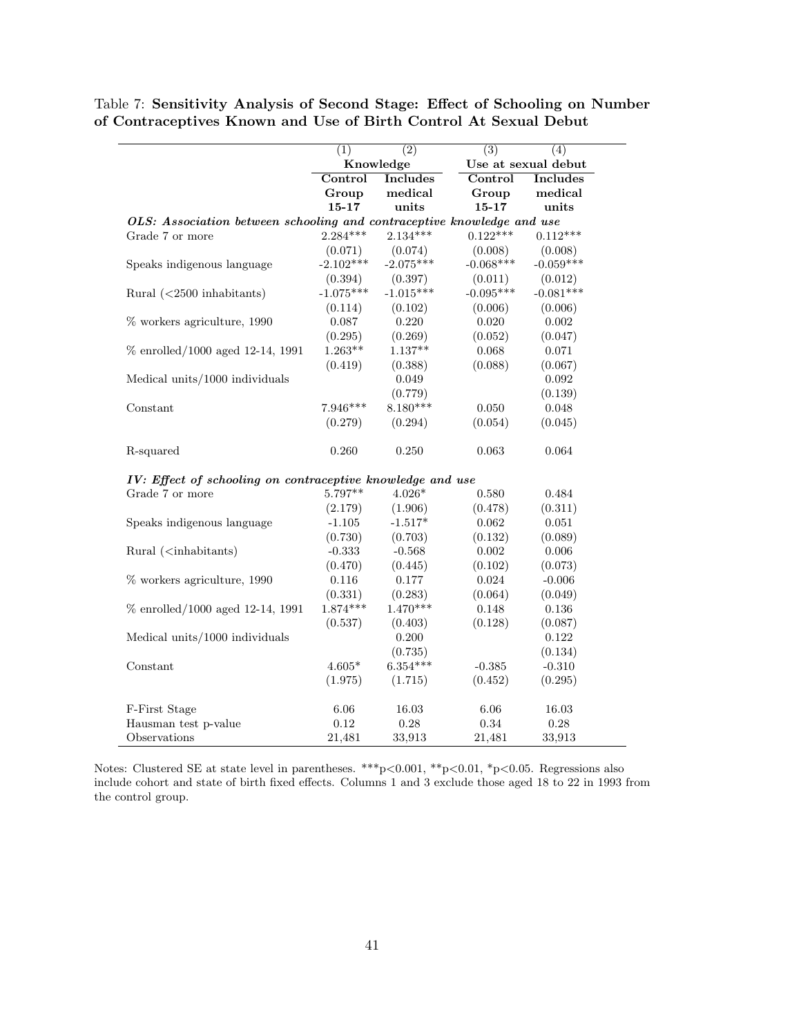Table 7: **Sensitivity Analysis of Second Stage: Effect of Schooling on Number of Contraceptives Known and Use of Birth Control At Sexual Debut**

| | (1) | (2) | (3) | (4) |
|---|---|---|---|---|
| | **Knowledge** | | **Use at sexual debut** | |
| | **Control Group 15-17** | **Includes medical units** | **Control Group 15-17** | **Includes medical units** |
| ***OLS: Association between schooling and contraceptive knowledge and use*** | | | | |
| Grade 7 or more | 2.284*** | 2.134*** | 0.122*** | 0.112*** |
| | (0.071) | (0.074) | (0.008) | (0.008) |
| Speaks indigenous language | -2.102*** | -2.075*** | -0.068*** | -0.059*** |
| | (0.394) | (0.397) | (0.011) | (0.012) |
| Rural (<2500 inhabitants) | -1.075*** | -1.015*** | -0.095*** | -0.081*** |
| | (0.114) | (0.102) | (0.006) | (0.006) |
| % workers agriculture, 1990 | 0.087 | 0.220 | 0.020 | 0.002 |
| | (0.295) | (0.269) | (0.052) | (0.047) |
| % enrolled/1000 aged 12-14, 1991 | 1.263** | 1.137** | 0.068 | 0.071 |
| | (0.419) | (0.388) | (0.088) | (0.067) |
| Medical units/1000 individuals | | 0.049 | | 0.092 |
| | | (0.779) | | (0.139) |
| Constant | 7.946*** | 8.180*** | 0.050 | 0.048 |
| | (0.279) | (0.294) | (0.054) | (0.045) |
| R-squared | 0.260 | 0.250 | 0.063 | 0.064 |
| ***IV: Effect of schooling on contraceptive knowledge and use*** | | | | |
| Grade 7 or more | 5.797** | 4.026* | 0.580 | 0.484 |
| | (2.179) | (1.906) | (0.478) | (0.311) |
| Speaks indigenous language | -1.105 | -1.517* | 0.062 | 0.051 |
| | (0.730) | (0.703) | (0.132) | (0.089) |
| Rural (<inhabitants) | -0.333 | -0.568 | 0.002 | 0.006 |
| | (0.470) | (0.445) | (0.102) | (0.073) |
| % workers agriculture, 1990 | 0.116 | 0.177 | 0.024 | -0.006 |
| | (0.331) | (0.283) | (0.064) | (0.049) |
| % enrolled/1000 aged 12-14, 1991 | 1.874*** | 1.470*** | 0.148 | 0.136 |
| | (0.537) | (0.403) | (0.128) | (0.087) |
| Medical units/1000 individuals | | 0.200 | | 0.122 |
| | | (0.735) | | (0.134) |
| Constant | 4.605* | 6.354*** | -0.385 | -0.310 |
| | (1.975) | (1.715) | (0.452) | (0.295) |
| F-First Stage | 6.06 | 16.03 | 6.06 | 16.03 |
| Hausman test p-value | 0.12 | 0.28 | 0.34 | 0.28 |
| Observations | 21,481 | 33,913 | 21,481 | 33,913 |

Notes: Clustered SE at state level in parentheses. ***p<0.001, **p<0.01, *p<0.05. Regressions also include cohort and state of birth fixed effects. Columns 1 and 3 exclude those aged 18 to 22 in 1993 from the control group.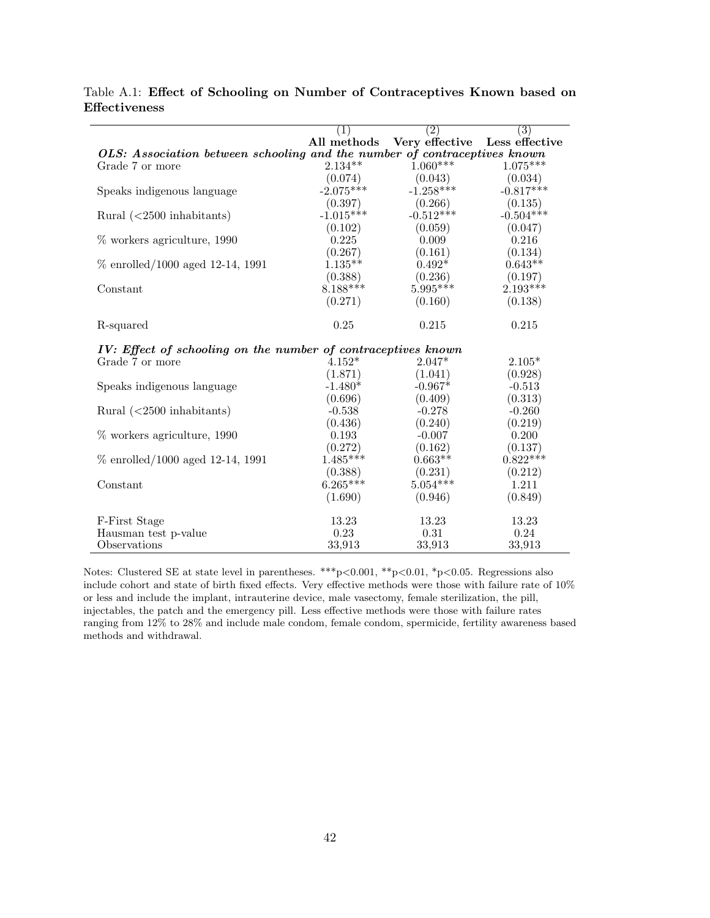Table A.1: **Effect of Schooling on Number of Contraceptives Known based on Effectiveness**

| | (1) | (2) | (3) |
|---|---|---|---|
| | **All methods** | **Very effective** | **Less effective** |
| ***OLS: Association between schooling and the number of contraceptives known*** | | | |
| Grade 7 or more | 2.134** | 1.060*** | 1.075*** |
| | (0.074) | (0.043) | (0.034) |
| Speaks indigenous language | -2.075*** | -1.258*** | -0.817*** |
| | (0.397) | (0.266) | (0.135) |
| Rural (<2500 inhabitants) | -1.015*** | -0.512*** | -0.504*** |
| | (0.102) | (0.059) | (0.047) |
| % workers agriculture, 1990 | 0.225 | 0.009 | 0.216 |
| | (0.267) | (0.161) | (0.134) |
| % enrolled/1000 aged 12-14, 1991 | 1.135** | 0.492* | 0.643** |
| | (0.388) | (0.236) | (0.197) |
| Constant | 8.188*** | 5.995*** | 2.193*** |
| | (0.271) | (0.160) | (0.138) |
| R-squared | 0.25 | 0.215 | 0.215 |
| ***IV: Effect of schooling on the number of contraceptives known*** | | | |
| Grade 7 or more | 4.152* | 2.047* | 2.105* |
| | (1.871) | (1.041) | (0.928) |
| Speaks indigenous language | -1.480* | -0.967* | -0.513 |
| | (0.696) | (0.409) | (0.313) |
| Rural (<2500 inhabitants) | -0.538 | -0.278 | -0.260 |
| | (0.436) | (0.240) | (0.219) |
| % workers agriculture, 1990 | 0.193 | -0.007 | 0.200 |
| | (0.272) | (0.162) | (0.137) |
| % enrolled/1000 aged 12-14, 1991 | 1.485*** | 0.663** | 0.822*** |
| | (0.388) | (0.231) | (0.212) |
| Constant | 6.265*** | 5.054*** | 1.211 |
| | (1.690) | (0.946) | (0.849) |
| F-First Stage | 13.23 | 13.23 | 13.23 |
| Hausman test p-value | 0.23 | 0.31 | 0.24 |
| Observations | 33,913 | 33,913 | 33,913 |

Notes: Clustered SE at state level in parentheses. ***p<0.001, **p<0.01, *p<0.05. Regressions also include cohort and state of birth fixed effects. Very effective methods were those with failure rate of 10% or less and include the implant, intrauterine device, male vasectomy, female sterilization, the pill, injectables, the patch and the emergency pill. Less effective methods were those with failure rates ranging from 12% to 28% and include male condom, female condom, spermicide, fertility awareness based methods and withdrawal.